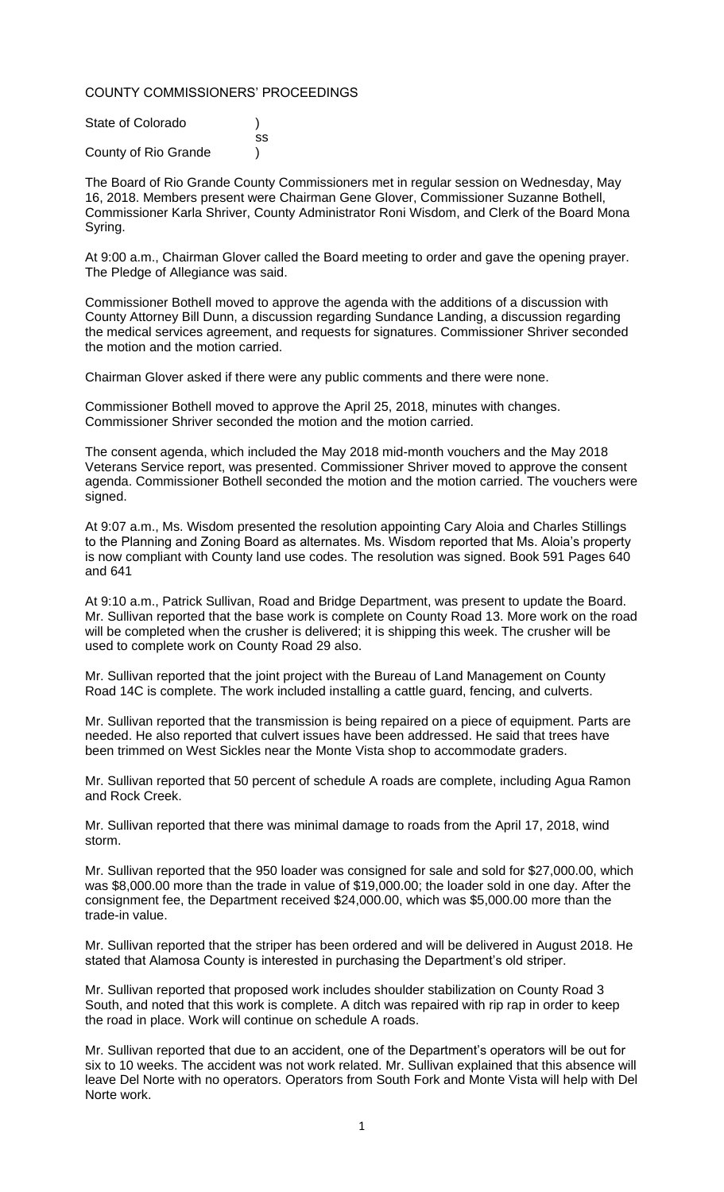COUNTY COMMISSIONERS' PROCEEDINGS

State of Colorado )
ss
County of Rio Grande )

The Board of Rio Grande County Commissioners met in regular session on Wednesday, May 16, 2018. Members present were Chairman Gene Glover, Commissioner Suzanne Bothell, Commissioner Karla Shriver, County Administrator Roni Wisdom, and Clerk of the Board Mona Syring.

At 9:00 a.m., Chairman Glover called the Board meeting to order and gave the opening prayer. The Pledge of Allegiance was said.

Commissioner Bothell moved to approve the agenda with the additions of a discussion with County Attorney Bill Dunn, a discussion regarding Sundance Landing, a discussion regarding the medical services agreement, and requests for signatures. Commissioner Shriver seconded the motion and the motion carried.

Chairman Glover asked if there were any public comments and there were none.

Commissioner Bothell moved to approve the April 25, 2018, minutes with changes. Commissioner Shriver seconded the motion and the motion carried.

The consent agenda, which included the May 2018 mid-month vouchers and the May 2018 Veterans Service report, was presented. Commissioner Shriver moved to approve the consent agenda. Commissioner Bothell seconded the motion and the motion carried. The vouchers were signed.

At 9:07 a.m., Ms. Wisdom presented the resolution appointing Cary Aloia and Charles Stillings to the Planning and Zoning Board as alternates. Ms. Wisdom reported that Ms. Aloia's property is now compliant with County land use codes. The resolution was signed. Book 591 Pages 640 and 641

At 9:10 a.m., Patrick Sullivan, Road and Bridge Department, was present to update the Board. Mr. Sullivan reported that the base work is complete on County Road 13. More work on the road will be completed when the crusher is delivered; it is shipping this week. The crusher will be used to complete work on County Road 29 also.

Mr. Sullivan reported that the joint project with the Bureau of Land Management on County Road 14C is complete. The work included installing a cattle guard, fencing, and culverts.

Mr. Sullivan reported that the transmission is being repaired on a piece of equipment. Parts are needed. He also reported that culvert issues have been addressed. He said that trees have been trimmed on West Sickles near the Monte Vista shop to accommodate graders.

Mr. Sullivan reported that 50 percent of schedule A roads are complete, including Agua Ramon and Rock Creek.

Mr. Sullivan reported that there was minimal damage to roads from the April 17, 2018, wind storm.

Mr. Sullivan reported that the 950 loader was consigned for sale and sold for $27,000.00, which was $8,000.00 more than the trade in value of $19,000.00; the loader sold in one day. After the consignment fee, the Department received $24,000.00, which was $5,000.00 more than the trade-in value.

Mr. Sullivan reported that the striper has been ordered and will be delivered in August 2018. He stated that Alamosa County is interested in purchasing the Department's old striper.

Mr. Sullivan reported that proposed work includes shoulder stabilization on County Road 3 South, and noted that this work is complete. A ditch was repaired with rip rap in order to keep the road in place. Work will continue on schedule A roads.

Mr. Sullivan reported that due to an accident, one of the Department's operators will be out for six to 10 weeks. The accident was not work related. Mr. Sullivan explained that this absence will leave Del Norte with no operators. Operators from South Fork and Monte Vista will help with Del Norte work.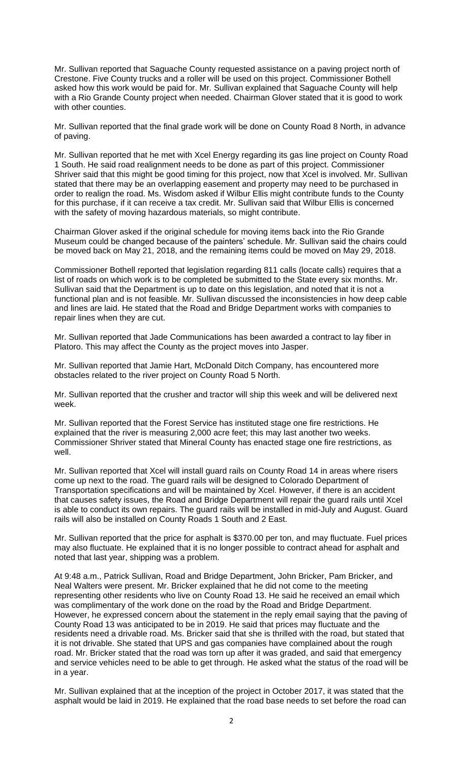Mr. Sullivan reported that Saguache County requested assistance on a paving project north of Crestone. Five County trucks and a roller will be used on this project. Commissioner Bothell asked how this work would be paid for. Mr. Sullivan explained that Saguache County will help with a Rio Grande County project when needed. Chairman Glover stated that it is good to work with other counties.

Mr. Sullivan reported that the final grade work will be done on County Road 8 North, in advance of paving.

Mr. Sullivan reported that he met with Xcel Energy regarding its gas line project on County Road 1 South. He said road realignment needs to be done as part of this project. Commissioner Shriver said that this might be good timing for this project, now that Xcel is involved. Mr. Sullivan stated that there may be an overlapping easement and property may need to be purchased in order to realign the road. Ms. Wisdom asked if Wilbur Ellis might contribute funds to the County for this purchase, if it can receive a tax credit. Mr. Sullivan said that Wilbur Ellis is concerned with the safety of moving hazardous materials, so might contribute.

Chairman Glover asked if the original schedule for moving items back into the Rio Grande Museum could be changed because of the painters' schedule. Mr. Sullivan said the chairs could be moved back on May 21, 2018, and the remaining items could be moved on May 29, 2018.

Commissioner Bothell reported that legislation regarding 811 calls (locate calls) requires that a list of roads on which work is to be completed be submitted to the State every six months. Mr. Sullivan said that the Department is up to date on this legislation, and noted that it is not a functional plan and is not feasible. Mr. Sullivan discussed the inconsistencies in how deep cable and lines are laid. He stated that the Road and Bridge Department works with companies to repair lines when they are cut.

Mr. Sullivan reported that Jade Communications has been awarded a contract to lay fiber in Platoro. This may affect the County as the project moves into Jasper.

Mr. Sullivan reported that Jamie Hart, McDonald Ditch Company, has encountered more obstacles related to the river project on County Road 5 North.

Mr. Sullivan reported that the crusher and tractor will ship this week and will be delivered next week.

Mr. Sullivan reported that the Forest Service has instituted stage one fire restrictions. He explained that the river is measuring 2,000 acre feet; this may last another two weeks. Commissioner Shriver stated that Mineral County has enacted stage one fire restrictions, as well.

Mr. Sullivan reported that Xcel will install guard rails on County Road 14 in areas where risers come up next to the road. The guard rails will be designed to Colorado Department of Transportation specifications and will be maintained by Xcel. However, if there is an accident that causes safety issues, the Road and Bridge Department will repair the guard rails until Xcel is able to conduct its own repairs. The guard rails will be installed in mid-July and August. Guard rails will also be installed on County Roads 1 South and 2 East.

Mr. Sullivan reported that the price for asphalt is $370.00 per ton, and may fluctuate. Fuel prices may also fluctuate. He explained that it is no longer possible to contract ahead for asphalt and noted that last year, shipping was a problem.

At 9:48 a.m., Patrick Sullivan, Road and Bridge Department, John Bricker, Pam Bricker, and Neal Walters were present. Mr. Bricker explained that he did not come to the meeting representing other residents who live on County Road 13. He said he received an email which was complimentary of the work done on the road by the Road and Bridge Department. However, he expressed concern about the statement in the reply email saying that the paving of County Road 13 was anticipated to be in 2019. He said that prices may fluctuate and the residents need a drivable road. Ms. Bricker said that she is thrilled with the road, but stated that it is not drivable. She stated that UPS and gas companies have complained about the rough road. Mr. Bricker stated that the road was torn up after it was graded, and said that emergency and service vehicles need to be able to get through. He asked what the status of the road will be in a year.

Mr. Sullivan explained that at the inception of the project in October 2017, it was stated that the asphalt would be laid in 2019. He explained that the road base needs to set before the road can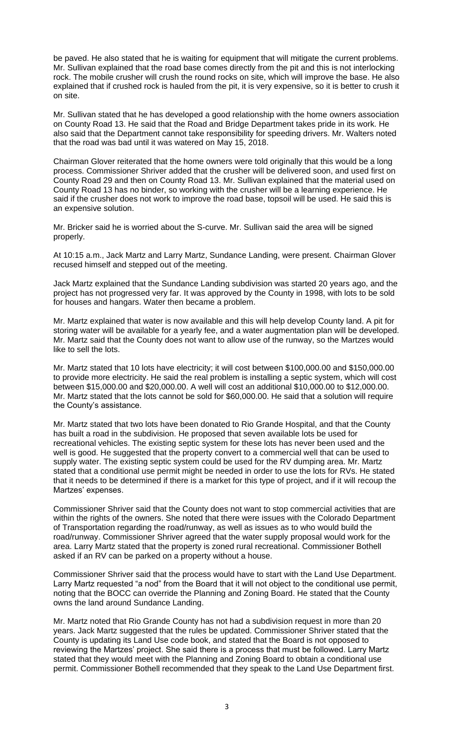be paved. He also stated that he is waiting for equipment that will mitigate the current problems. Mr. Sullivan explained that the road base comes directly from the pit and this is not interlocking rock. The mobile crusher will crush the round rocks on site, which will improve the base. He also explained that if crushed rock is hauled from the pit, it is very expensive, so it is better to crush it on site.

Mr. Sullivan stated that he has developed a good relationship with the home owners association on County Road 13. He said that the Road and Bridge Department takes pride in its work. He also said that the Department cannot take responsibility for speeding drivers. Mr. Walters noted that the road was bad until it was watered on May 15, 2018.

Chairman Glover reiterated that the home owners were told originally that this would be a long process. Commissioner Shriver added that the crusher will be delivered soon, and used first on County Road 29 and then on County Road 13. Mr. Sullivan explained that the material used on County Road 13 has no binder, so working with the crusher will be a learning experience. He said if the crusher does not work to improve the road base, topsoil will be used. He said this is an expensive solution.

Mr. Bricker said he is worried about the S-curve. Mr. Sullivan said the area will be signed properly.

At 10:15 a.m., Jack Martz and Larry Martz, Sundance Landing, were present. Chairman Glover recused himself and stepped out of the meeting.

Jack Martz explained that the Sundance Landing subdivision was started 20 years ago, and the project has not progressed very far. It was approved by the County in 1998, with lots to be sold for houses and hangars. Water then became a problem.

Mr. Martz explained that water is now available and this will help develop County land. A pit for storing water will be available for a yearly fee, and a water augmentation plan will be developed. Mr. Martz said that the County does not want to allow use of the runway, so the Martzes would like to sell the lots.

Mr. Martz stated that 10 lots have electricity; it will cost between $100,000.00 and $150,000.00 to provide more electricity. He said the real problem is installing a septic system, which will cost between $15,000.00 and $20,000.00. A well will cost an additional $10,000.00 to $12,000.00. Mr. Martz stated that the lots cannot be sold for $60,000.00. He said that a solution will require the County's assistance.

Mr. Martz stated that two lots have been donated to Rio Grande Hospital, and that the County has built a road in the subdivision. He proposed that seven available lots be used for recreational vehicles. The existing septic system for these lots has never been used and the well is good. He suggested that the property convert to a commercial well that can be used to supply water. The existing septic system could be used for the RV dumping area. Mr. Martz stated that a conditional use permit might be needed in order to use the lots for RVs. He stated that it needs to be determined if there is a market for this type of project, and if it will recoup the Martzes' expenses.

Commissioner Shriver said that the County does not want to stop commercial activities that are within the rights of the owners. She noted that there were issues with the Colorado Department of Transportation regarding the road/runway, as well as issues as to who would build the road/runway. Commissioner Shriver agreed that the water supply proposal would work for the area. Larry Martz stated that the property is zoned rural recreational. Commissioner Bothell asked if an RV can be parked on a property without a house.

Commissioner Shriver said that the process would have to start with the Land Use Department. Larry Martz requested "a nod" from the Board that it will not object to the conditional use permit, noting that the BOCC can override the Planning and Zoning Board. He stated that the County owns the land around Sundance Landing.

Mr. Martz noted that Rio Grande County has not had a subdivision request in more than 20 years. Jack Martz suggested that the rules be updated. Commissioner Shriver stated that the County is updating its Land Use code book, and stated that the Board is not opposed to reviewing the Martzes' project. She said there is a process that must be followed. Larry Martz stated that they would meet with the Planning and Zoning Board to obtain a conditional use permit. Commissioner Bothell recommended that they speak to the Land Use Department first.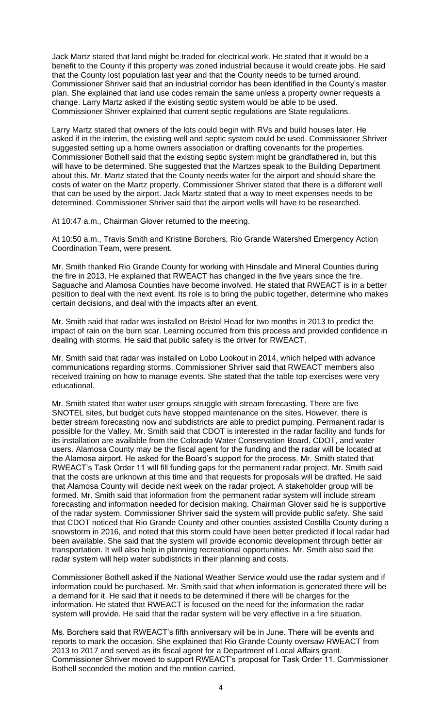Jack Martz stated that land might be traded for electrical work. He stated that it would be a benefit to the County if this property was zoned industrial because it would create jobs. He said that the County lost population last year and that the County needs to be turned around. Commissioner Shriver said that an industrial corridor has been identified in the County's master plan. She explained that land use codes remain the same unless a property owner requests a change. Larry Martz asked if the existing septic system would be able to be used. Commissioner Shriver explained that current septic regulations are State regulations.

Larry Martz stated that owners of the lots could begin with RVs and build houses later. He asked if in the interim, the existing well and septic system could be used. Commissioner Shriver suggested setting up a home owners association or drafting covenants for the properties. Commissioner Bothell said that the existing septic system might be grandfathered in, but this will have to be determined. She suggested that the Martzes speak to the Building Department about this. Mr. Martz stated that the County needs water for the airport and should share the costs of water on the Martz property. Commissioner Shriver stated that there is a different well that can be used by the airport. Jack Martz stated that a way to meet expenses needs to be determined. Commissioner Shriver said that the airport wells will have to be researched.

At 10:47 a.m., Chairman Glover returned to the meeting.

At 10:50 a.m., Travis Smith and Kristine Borchers, Rio Grande Watershed Emergency Action Coordination Team, were present.

Mr. Smith thanked Rio Grande County for working with Hinsdale and Mineral Counties during the fire in 2013. He explained that RWEACT has changed in the five years since the fire. Saguache and Alamosa Counties have become involved. He stated that RWEACT is in a better position to deal with the next event. Its role is to bring the public together, determine who makes certain decisions, and deal with the impacts after an event.

Mr. Smith said that radar was installed on Bristol Head for two months in 2013 to predict the impact of rain on the burn scar. Learning occurred from this process and provided confidence in dealing with storms. He said that public safety is the driver for RWEACT.

Mr. Smith said that radar was installed on Lobo Lookout in 2014, which helped with advance communications regarding storms. Commissioner Shriver said that RWEACT members also received training on how to manage events. She stated that the table top exercises were very educational.

Mr. Smith stated that water user groups struggle with stream forecasting. There are five SNOTEL sites, but budget cuts have stopped maintenance on the sites. However, there is better stream forecasting now and subdistricts are able to predict pumping. Permanent radar is possible for the Valley. Mr. Smith said that CDOT is interested in the radar facility and funds for its installation are available from the Colorado Water Conservation Board, CDOT, and water users. Alamosa County may be the fiscal agent for the funding and the radar will be located at the Alamosa airport. He asked for the Board's support for the process. Mr. Smith stated that RWEACT's Task Order 11 will fill funding gaps for the permanent radar project. Mr. Smith said that the costs are unknown at this time and that requests for proposals will be drafted. He said that Alamosa County will decide next week on the radar project. A stakeholder group will be formed. Mr. Smith said that information from the permanent radar system will include stream forecasting and information needed for decision making. Chairman Glover said he is supportive of the radar system. Commissioner Shriver said the system will provide public safety. She said that CDOT noticed that Rio Grande County and other counties assisted Costilla County during a snowstorm in 2016, and noted that this storm could have been better predicted if local radar had been available. She said that the system will provide economic development through better air transportation. It will also help in planning recreational opportunities. Mr. Smith also said the radar system will help water subdistricts in their planning and costs.

Commissioner Bothell asked if the National Weather Service would use the radar system and if information could be purchased. Mr. Smith said that when information is generated there will be a demand for it. He said that it needs to be determined if there will be charges for the information. He stated that RWEACT is focused on the need for the information the radar system will provide. He said that the radar system will be very effective in a fire situation.

Ms. Borchers said that RWEACT's fifth anniversary will be in June. There will be events and reports to mark the occasion. She explained that Rio Grande County oversaw RWEACT from 2013 to 2017 and served as its fiscal agent for a Department of Local Affairs grant. Commissioner Shriver moved to support RWEACT's proposal for Task Order 11. Commissioner Bothell seconded the motion and the motion carried.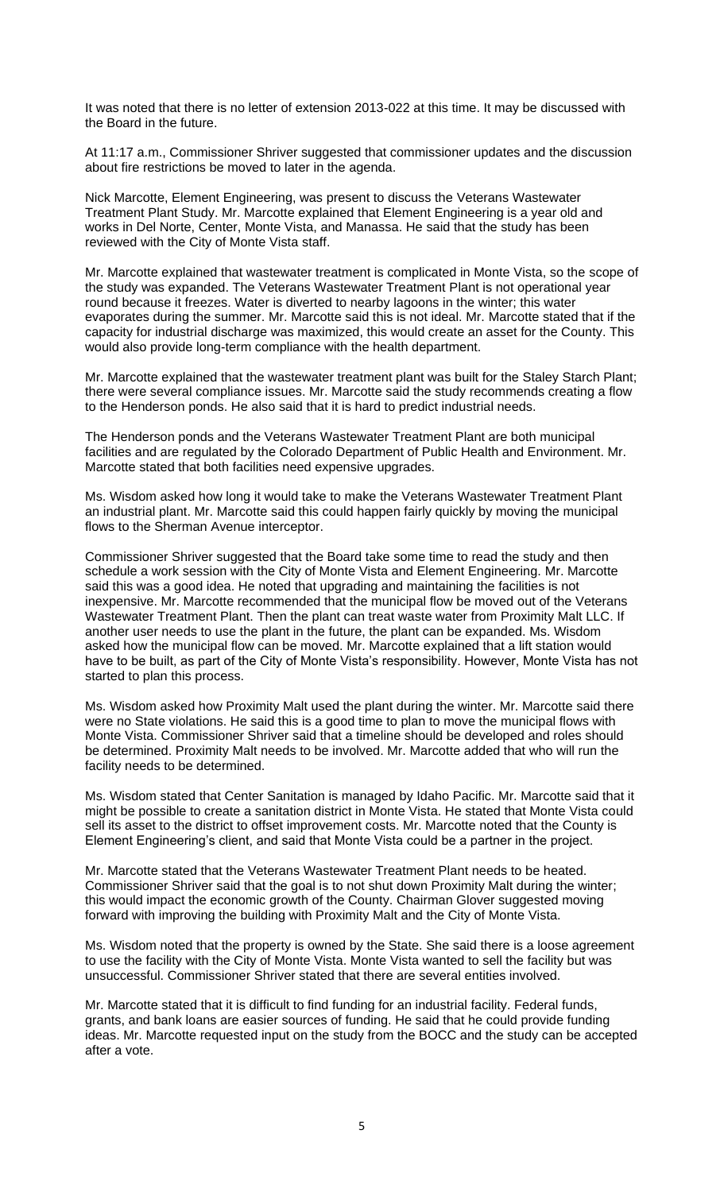It was noted that there is no letter of extension 2013-022 at this time. It may be discussed with the Board in the future.

At 11:17 a.m., Commissioner Shriver suggested that commissioner updates and the discussion about fire restrictions be moved to later in the agenda.

Nick Marcotte, Element Engineering, was present to discuss the Veterans Wastewater Treatment Plant Study. Mr. Marcotte explained that Element Engineering is a year old and works in Del Norte, Center, Monte Vista, and Manassa. He said that the study has been reviewed with the City of Monte Vista staff.

Mr. Marcotte explained that wastewater treatment is complicated in Monte Vista, so the scope of the study was expanded. The Veterans Wastewater Treatment Plant is not operational year round because it freezes. Water is diverted to nearby lagoons in the winter; this water evaporates during the summer. Mr. Marcotte said this is not ideal. Mr. Marcotte stated that if the capacity for industrial discharge was maximized, this would create an asset for the County. This would also provide long-term compliance with the health department.

Mr. Marcotte explained that the wastewater treatment plant was built for the Staley Starch Plant; there were several compliance issues. Mr. Marcotte said the study recommends creating a flow to the Henderson ponds. He also said that it is hard to predict industrial needs.

The Henderson ponds and the Veterans Wastewater Treatment Plant are both municipal facilities and are regulated by the Colorado Department of Public Health and Environment. Mr. Marcotte stated that both facilities need expensive upgrades.

Ms. Wisdom asked how long it would take to make the Veterans Wastewater Treatment Plant an industrial plant. Mr. Marcotte said this could happen fairly quickly by moving the municipal flows to the Sherman Avenue interceptor.

Commissioner Shriver suggested that the Board take some time to read the study and then schedule a work session with the City of Monte Vista and Element Engineering. Mr. Marcotte said this was a good idea. He noted that upgrading and maintaining the facilities is not inexpensive. Mr. Marcotte recommended that the municipal flow be moved out of the Veterans Wastewater Treatment Plant. Then the plant can treat waste water from Proximity Malt LLC. If another user needs to use the plant in the future, the plant can be expanded. Ms. Wisdom asked how the municipal flow can be moved. Mr. Marcotte explained that a lift station would have to be built, as part of the City of Monte Vista's responsibility. However, Monte Vista has not started to plan this process.

Ms. Wisdom asked how Proximity Malt used the plant during the winter. Mr. Marcotte said there were no State violations. He said this is a good time to plan to move the municipal flows with Monte Vista. Commissioner Shriver said that a timeline should be developed and roles should be determined. Proximity Malt needs to be involved. Mr. Marcotte added that who will run the facility needs to be determined.

Ms. Wisdom stated that Center Sanitation is managed by Idaho Pacific. Mr. Marcotte said that it might be possible to create a sanitation district in Monte Vista. He stated that Monte Vista could sell its asset to the district to offset improvement costs. Mr. Marcotte noted that the County is Element Engineering's client, and said that Monte Vista could be a partner in the project.

Mr. Marcotte stated that the Veterans Wastewater Treatment Plant needs to be heated. Commissioner Shriver said that the goal is to not shut down Proximity Malt during the winter; this would impact the economic growth of the County. Chairman Glover suggested moving forward with improving the building with Proximity Malt and the City of Monte Vista.

Ms. Wisdom noted that the property is owned by the State. She said there is a loose agreement to use the facility with the City of Monte Vista. Monte Vista wanted to sell the facility but was unsuccessful. Commissioner Shriver stated that there are several entities involved.

Mr. Marcotte stated that it is difficult to find funding for an industrial facility. Federal funds, grants, and bank loans are easier sources of funding. He said that he could provide funding ideas. Mr. Marcotte requested input on the study from the BOCC and the study can be accepted after a vote.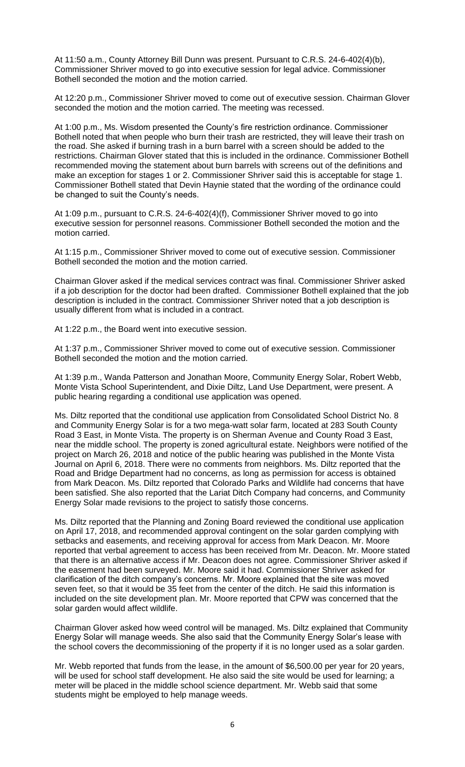At 11:50 a.m., County Attorney Bill Dunn was present. Pursuant to C.R.S. 24-6-402(4)(b), Commissioner Shriver moved to go into executive session for legal advice. Commissioner Bothell seconded the motion and the motion carried.

At 12:20 p.m., Commissioner Shriver moved to come out of executive session. Chairman Glover seconded the motion and the motion carried. The meeting was recessed.

At 1:00 p.m., Ms. Wisdom presented the County's fire restriction ordinance. Commissioner Bothell noted that when people who burn their trash are restricted, they will leave their trash on the road. She asked if burning trash in a burn barrel with a screen should be added to the restrictions. Chairman Glover stated that this is included in the ordinance. Commissioner Bothell recommended moving the statement about burn barrels with screens out of the definitions and make an exception for stages 1 or 2. Commissioner Shriver said this is acceptable for stage 1. Commissioner Bothell stated that Devin Haynie stated that the wording of the ordinance could be changed to suit the County's needs.

At 1:09 p.m., pursuant to C.R.S. 24-6-402(4)(f), Commissioner Shriver moved to go into executive session for personnel reasons. Commissioner Bothell seconded the motion and the motion carried.

At 1:15 p.m., Commissioner Shriver moved to come out of executive session. Commissioner Bothell seconded the motion and the motion carried.

Chairman Glover asked if the medical services contract was final. Commissioner Shriver asked if a job description for the doctor had been drafted. Commissioner Bothell explained that the job description is included in the contract. Commissioner Shriver noted that a job description is usually different from what is included in a contract.

At 1:22 p.m., the Board went into executive session.

At 1:37 p.m., Commissioner Shriver moved to come out of executive session. Commissioner Bothell seconded the motion and the motion carried.

At 1:39 p.m., Wanda Patterson and Jonathan Moore, Community Energy Solar, Robert Webb, Monte Vista School Superintendent, and Dixie Diltz, Land Use Department, were present. A public hearing regarding a conditional use application was opened.

Ms. Diltz reported that the conditional use application from Consolidated School District No. 8 and Community Energy Solar is for a two mega-watt solar farm, located at 283 South County Road 3 East, in Monte Vista. The property is on Sherman Avenue and County Road 3 East, near the middle school. The property is zoned agricultural estate. Neighbors were notified of the project on March 26, 2018 and notice of the public hearing was published in the Monte Vista Journal on April 6, 2018. There were no comments from neighbors. Ms. Diltz reported that the Road and Bridge Department had no concerns, as long as permission for access is obtained from Mark Deacon. Ms. Diltz reported that Colorado Parks and Wildlife had concerns that have been satisfied. She also reported that the Lariat Ditch Company had concerns, and Community Energy Solar made revisions to the project to satisfy those concerns.

Ms. Diltz reported that the Planning and Zoning Board reviewed the conditional use application on April 17, 2018, and recommended approval contingent on the solar garden complying with setbacks and easements, and receiving approval for access from Mark Deacon. Mr. Moore reported that verbal agreement to access has been received from Mr. Deacon. Mr. Moore stated that there is an alternative access if Mr. Deacon does not agree. Commissioner Shriver asked if the easement had been surveyed. Mr. Moore said it had. Commissioner Shriver asked for clarification of the ditch company's concerns. Mr. Moore explained that the site was moved seven feet, so that it would be 35 feet from the center of the ditch. He said this information is included on the site development plan. Mr. Moore reported that CPW was concerned that the solar garden would affect wildlife.

Chairman Glover asked how weed control will be managed. Ms. Diltz explained that Community Energy Solar will manage weeds. She also said that the Community Energy Solar's lease with the school covers the decommissioning of the property if it is no longer used as a solar garden.

Mr. Webb reported that funds from the lease, in the amount of $6,500.00 per year for 20 years, will be used for school staff development. He also said the site would be used for learning; a meter will be placed in the middle school science department. Mr. Webb said that some students might be employed to help manage weeds.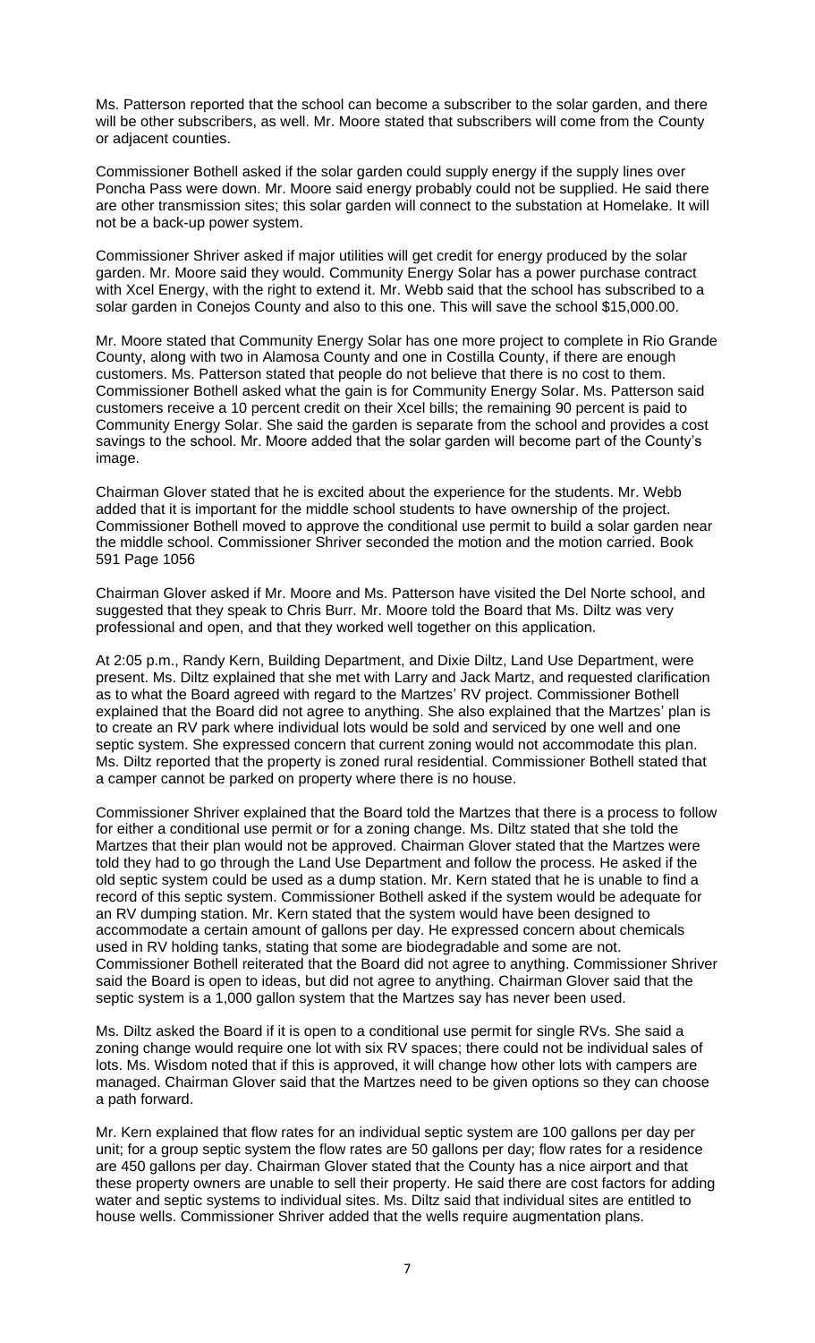Ms. Patterson reported that the school can become a subscriber to the solar garden, and there will be other subscribers, as well. Mr. Moore stated that subscribers will come from the County or adjacent counties.

Commissioner Bothell asked if the solar garden could supply energy if the supply lines over Poncha Pass were down. Mr. Moore said energy probably could not be supplied. He said there are other transmission sites; this solar garden will connect to the substation at Homelake. It will not be a back-up power system.

Commissioner Shriver asked if major utilities will get credit for energy produced by the solar garden. Mr. Moore said they would. Community Energy Solar has a power purchase contract with Xcel Energy, with the right to extend it. Mr. Webb said that the school has subscribed to a solar garden in Conejos County and also to this one. This will save the school $15,000.00.

Mr. Moore stated that Community Energy Solar has one more project to complete in Rio Grande County, along with two in Alamosa County and one in Costilla County, if there are enough customers. Ms. Patterson stated that people do not believe that there is no cost to them. Commissioner Bothell asked what the gain is for Community Energy Solar. Ms. Patterson said customers receive a 10 percent credit on their Xcel bills; the remaining 90 percent is paid to Community Energy Solar. She said the garden is separate from the school and provides a cost savings to the school. Mr. Moore added that the solar garden will become part of the County's image.

Chairman Glover stated that he is excited about the experience for the students. Mr. Webb added that it is important for the middle school students to have ownership of the project. Commissioner Bothell moved to approve the conditional use permit to build a solar garden near the middle school. Commissioner Shriver seconded the motion and the motion carried. Book 591 Page 1056

Chairman Glover asked if Mr. Moore and Ms. Patterson have visited the Del Norte school, and suggested that they speak to Chris Burr. Mr. Moore told the Board that Ms. Diltz was very professional and open, and that they worked well together on this application.

At 2:05 p.m., Randy Kern, Building Department, and Dixie Diltz, Land Use Department, were present. Ms. Diltz explained that she met with Larry and Jack Martz, and requested clarification as to what the Board agreed with regard to the Martzes' RV project. Commissioner Bothell explained that the Board did not agree to anything. She also explained that the Martzes' plan is to create an RV park where individual lots would be sold and serviced by one well and one septic system. She expressed concern that current zoning would not accommodate this plan. Ms. Diltz reported that the property is zoned rural residential. Commissioner Bothell stated that a camper cannot be parked on property where there is no house.

Commissioner Shriver explained that the Board told the Martzes that there is a process to follow for either a conditional use permit or for a zoning change. Ms. Diltz stated that she told the Martzes that their plan would not be approved. Chairman Glover stated that the Martzes were told they had to go through the Land Use Department and follow the process. He asked if the old septic system could be used as a dump station. Mr. Kern stated that he is unable to find a record of this septic system. Commissioner Bothell asked if the system would be adequate for an RV dumping station. Mr. Kern stated that the system would have been designed to accommodate a certain amount of gallons per day. He expressed concern about chemicals used in RV holding tanks, stating that some are biodegradable and some are not. Commissioner Bothell reiterated that the Board did not agree to anything. Commissioner Shriver said the Board is open to ideas, but did not agree to anything. Chairman Glover said that the septic system is a 1,000 gallon system that the Martzes say has never been used.

Ms. Diltz asked the Board if it is open to a conditional use permit for single RVs. She said a zoning change would require one lot with six RV spaces; there could not be individual sales of lots. Ms. Wisdom noted that if this is approved, it will change how other lots with campers are managed. Chairman Glover said that the Martzes need to be given options so they can choose a path forward.

Mr. Kern explained that flow rates for an individual septic system are 100 gallons per day per unit; for a group septic system the flow rates are 50 gallons per day; flow rates for a residence are 450 gallons per day. Chairman Glover stated that the County has a nice airport and that these property owners are unable to sell their property. He said there are cost factors for adding water and septic systems to individual sites. Ms. Diltz said that individual sites are entitled to house wells. Commissioner Shriver added that the wells require augmentation plans.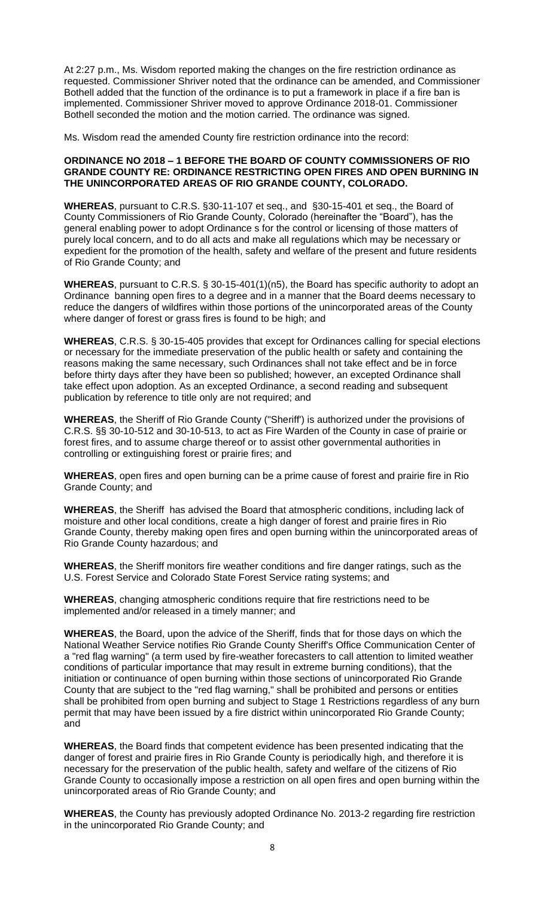At 2:27 p.m., Ms. Wisdom reported making the changes on the fire restriction ordinance as requested. Commissioner Shriver noted that the ordinance can be amended, and Commissioner Bothell added that the function of the ordinance is to put a framework in place if a fire ban is implemented. Commissioner Shriver moved to approve Ordinance 2018-01. Commissioner Bothell seconded the motion and the motion carried. The ordinance was signed.

Ms. Wisdom read the amended County fire restriction ordinance into the record:

**ORDINANCE NO 2018 – 1 BEFORE THE BOARD OF COUNTY COMMISSIONERS OF RIO GRANDE COUNTY RE: ORDINANCE RESTRICTING OPEN FIRES AND OPEN BURNING IN THE UNINCORPORATED AREAS OF RIO GRANDE COUNTY, COLORADO.**

**WHEREAS**, pursuant to C.R.S. §30-11-107 et seq., and §30-15-401 et seq., the Board of County Commissioners of Rio Grande County, Colorado (hereinafter the "Board"), has the general enabling power to adopt Ordinance s for the control or licensing of those matters of purely local concern, and to do all acts and make all regulations which may be necessary or expedient for the promotion of the health, safety and welfare of the present and future residents of Rio Grande County; and

**WHEREAS**, pursuant to C.R.S. § 30-15-401(1)(n5), the Board has specific authority to adopt an Ordinance banning open fires to a degree and in a manner that the Board deems necessary to reduce the dangers of wildfires within those portions of the unincorporated areas of the County where danger of forest or grass fires is found to be high; and

**WHEREAS**, C.R.S. § 30-15-405 provides that except for Ordinances calling for special elections or necessary for the immediate preservation of the public health or safety and containing the reasons making the same necessary, such Ordinances shall not take effect and be in force before thirty days after they have been so published; however, an excepted Ordinance shall take effect upon adoption. As an excepted Ordinance, a second reading and subsequent publication by reference to title only are not required; and

**WHEREAS**, the Sheriff of Rio Grande County ("Sheriff') is authorized under the provisions of C.R.S. §§ 30-10-512 and 30-10-513, to act as Fire Warden of the County in case of prairie or forest fires, and to assume charge thereof or to assist other governmental authorities in controlling or extinguishing forest or prairie fires; and

**WHEREAS**, open fires and open burning can be a prime cause of forest and prairie fire in Rio Grande County; and

**WHEREAS**, the Sheriff has advised the Board that atmospheric conditions, including lack of moisture and other local conditions, create a high danger of forest and prairie fires in Rio Grande County, thereby making open fires and open burning within the unincorporated areas of Rio Grande County hazardous; and

**WHEREAS**, the Sheriff monitors fire weather conditions and fire danger ratings, such as the U.S. Forest Service and Colorado State Forest Service rating systems; and

**WHEREAS**, changing atmospheric conditions require that fire restrictions need to be implemented and/or released in a timely manner; and

**WHEREAS**, the Board, upon the advice of the Sheriff, finds that for those days on which the National Weather Service notifies Rio Grande County Sheriff's Office Communication Center of a "red flag warning" (a term used by fire-weather forecasters to call attention to limited weather conditions of particular importance that may result in extreme burning conditions), that the initiation or continuance of open burning within those sections of unincorporated Rio Grande County that are subject to the "red flag warning," shall be prohibited and persons or entities shall be prohibited from open burning and subject to Stage 1 Restrictions regardless of any burn permit that may have been issued by a fire district within unincorporated Rio Grande County; and

**WHEREAS**, the Board finds that competent evidence has been presented indicating that the danger of forest and prairie fires in Rio Grande County is periodically high, and therefore it is necessary for the preservation of the public health, safety and welfare of the citizens of Rio Grande County to occasionally impose a restriction on all open fires and open burning within the unincorporated areas of Rio Grande County; and

**WHEREAS**, the County has previously adopted Ordinance No. 2013-2 regarding fire restriction in the unincorporated Rio Grande County; and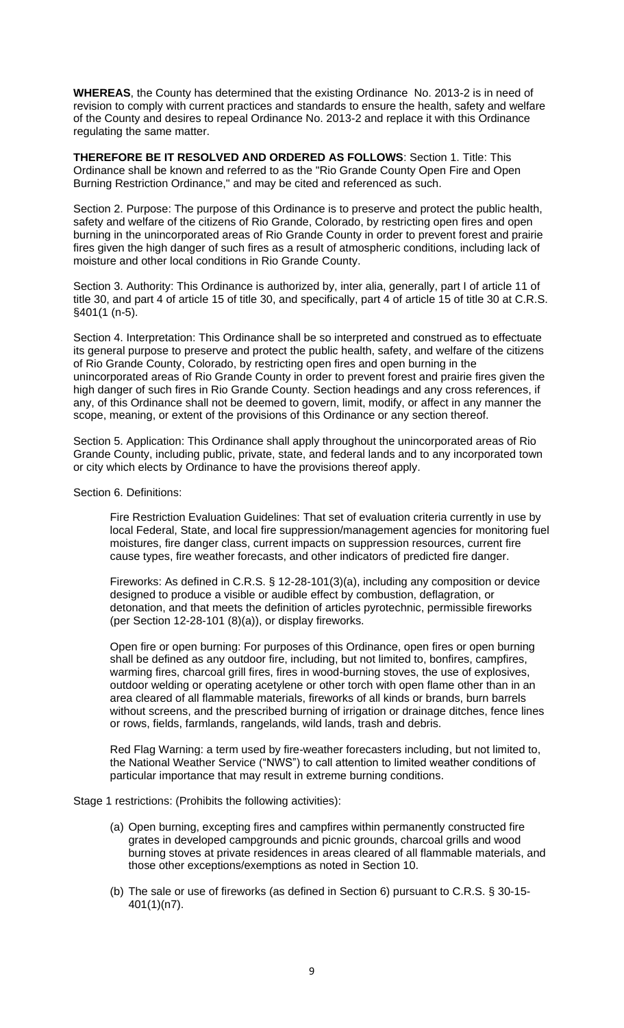**WHEREAS**, the County has determined that the existing Ordinance No. 2013-2 is in need of revision to comply with current practices and standards to ensure the health, safety and welfare of the County and desires to repeal Ordinance No. 2013-2 and replace it with this Ordinance regulating the same matter.

**THEREFORE BE IT RESOLVED AND ORDERED AS FOLLOWS**: Section 1. Title: This Ordinance shall be known and referred to as the "Rio Grande County Open Fire and Open Burning Restriction Ordinance," and may be cited and referenced as such.

Section 2. Purpose: The purpose of this Ordinance is to preserve and protect the public health, safety and welfare of the citizens of Rio Grande, Colorado, by restricting open fires and open burning in the unincorporated areas of Rio Grande County in order to prevent forest and prairie fires given the high danger of such fires as a result of atmospheric conditions, including lack of moisture and other local conditions in Rio Grande County.

Section 3. Authority: This Ordinance is authorized by, inter alia, generally, part I of article 11 of title 30, and part 4 of article 15 of title 30, and specifically, part 4 of article 15 of title 30 at C.R.S. §401(1 (n-5).

Section 4. Interpretation: This Ordinance shall be so interpreted and construed as to effectuate its general purpose to preserve and protect the public health, safety, and welfare of the citizens of Rio Grande County, Colorado, by restricting open fires and open burning in the unincorporated areas of Rio Grande County in order to prevent forest and prairie fires given the high danger of such fires in Rio Grande County. Section headings and any cross references, if any, of this Ordinance shall not be deemed to govern, limit, modify, or affect in any manner the scope, meaning, or extent of the provisions of this Ordinance or any section thereof.

Section 5. Application: This Ordinance shall apply throughout the unincorporated areas of Rio Grande County, including public, private, state, and federal lands and to any incorporated town or city which elects by Ordinance to have the provisions thereof apply.

Section 6. Definitions:

Fire Restriction Evaluation Guidelines: That set of evaluation criteria currently in use by local Federal, State, and local fire suppression/management agencies for monitoring fuel moistures, fire danger class, current impacts on suppression resources, current fire cause types, fire weather forecasts, and other indicators of predicted fire danger.

Fireworks: As defined in C.R.S. § 12-28-101(3)(a), including any composition or device designed to produce a visible or audible effect by combustion, deflagration, or detonation, and that meets the definition of articles pyrotechnic, permissible fireworks (per Section 12-28-101 (8)(a)), or display fireworks.

Open fire or open burning: For purposes of this Ordinance, open fires or open burning shall be defined as any outdoor fire, including, but not limited to, bonfires, campfires, warming fires, charcoal grill fires, fires in wood-burning stoves, the use of explosives, outdoor welding or operating acetylene or other torch with open flame other than in an area cleared of all flammable materials, fireworks of all kinds or brands, burn barrels without screens, and the prescribed burning of irrigation or drainage ditches, fence lines or rows, fields, farmlands, rangelands, wild lands, trash and debris.

Red Flag Warning: a term used by fire-weather forecasters including, but not limited to, the National Weather Service ("NWS") to call attention to limited weather conditions of particular importance that may result in extreme burning conditions.

Stage 1 restrictions: (Prohibits the following activities):

(a) Open burning, excepting fires and campfires within permanently constructed fire grates in developed campgrounds and picnic grounds, charcoal grills and wood burning stoves at private residences in areas cleared of all flammable materials, and those other exceptions/exemptions as noted in Section 10.

(b) The sale or use of fireworks (as defined in Section 6) pursuant to C.R.S. § 30-15-401(1)(n7).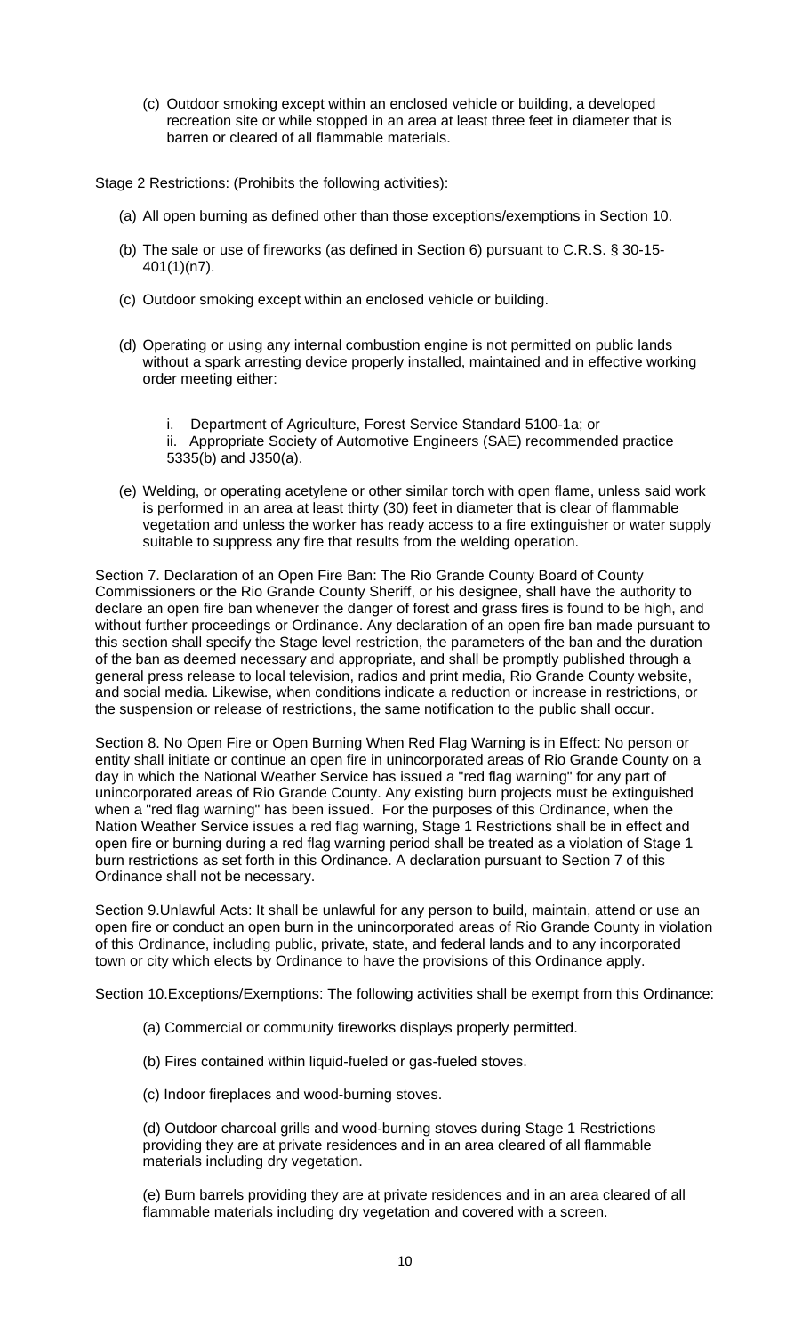(c) Outdoor smoking except within an enclosed vehicle or building, a developed recreation site or while stopped in an area at least three feet in diameter that is barren or cleared of all flammable materials.

Stage 2 Restrictions: (Prohibits the following activities):

(a) All open burning as defined other than those exceptions/exemptions in Section 10.

(b) The sale or use of fireworks (as defined in Section 6) pursuant to C.R.S. § 30-15-401(1)(n7).

(c) Outdoor smoking except within an enclosed vehicle or building.

(d) Operating or using any internal combustion engine is not permitted on public lands without a spark arresting device properly installed, maintained and in effective working order meeting either:

i. Department of Agriculture, Forest Service Standard 5100-1a; or
ii. Appropriate Society of Automotive Engineers (SAE) recommended practice 5335(b) and J350(a).

(e) Welding, or operating acetylene or other similar torch with open flame, unless said work is performed in an area at least thirty (30) feet in diameter that is clear of flammable vegetation and unless the worker has ready access to a fire extinguisher or water supply suitable to suppress any fire that results from the welding operation.

Section 7. Declaration of an Open Fire Ban: The Rio Grande County Board of County Commissioners or the Rio Grande County Sheriff, or his designee, shall have the authority to declare an open fire ban whenever the danger of forest and grass fires is found to be high, and without further proceedings or Ordinance. Any declaration of an open fire ban made pursuant to this section shall specify the Stage level restriction, the parameters of the ban and the duration of the ban as deemed necessary and appropriate, and shall be promptly published through a general press release to local television, radios and print media, Rio Grande County website, and social media. Likewise, when conditions indicate a reduction or increase in restrictions, or the suspension or release of restrictions, the same notification to the public shall occur.

Section 8. No Open Fire or Open Burning When Red Flag Warning is in Effect: No person or entity shall initiate or continue an open fire in unincorporated areas of Rio Grande County on a day in which the National Weather Service has issued a "red flag warning" for any part of unincorporated areas of Rio Grande County. Any existing burn projects must be extinguished when a "red flag warning" has been issued. For the purposes of this Ordinance, when the Nation Weather Service issues a red flag warning, Stage 1 Restrictions shall be in effect and open fire or burning during a red flag warning period shall be treated as a violation of Stage 1 burn restrictions as set forth in this Ordinance. A declaration pursuant to Section 7 of this Ordinance shall not be necessary.

Section 9.Unlawful Acts: It shall be unlawful for any person to build, maintain, attend or use an open fire or conduct an open burn in the unincorporated areas of Rio Grande County in violation of this Ordinance, including public, private, state, and federal lands and to any incorporated town or city which elects by Ordinance to have the provisions of this Ordinance apply.

Section 10.Exceptions/Exemptions: The following activities shall be exempt from this Ordinance:

(a) Commercial or community fireworks displays properly permitted.

(b) Fires contained within liquid-fueled or gas-fueled stoves.

(c) Indoor fireplaces and wood-burning stoves.

(d) Outdoor charcoal grills and wood-burning stoves during Stage 1 Restrictions providing they are at private residences and in an area cleared of all flammable materials including dry vegetation.

(e) Burn barrels providing they are at private residences and in an area cleared of all flammable materials including dry vegetation and covered with a screen.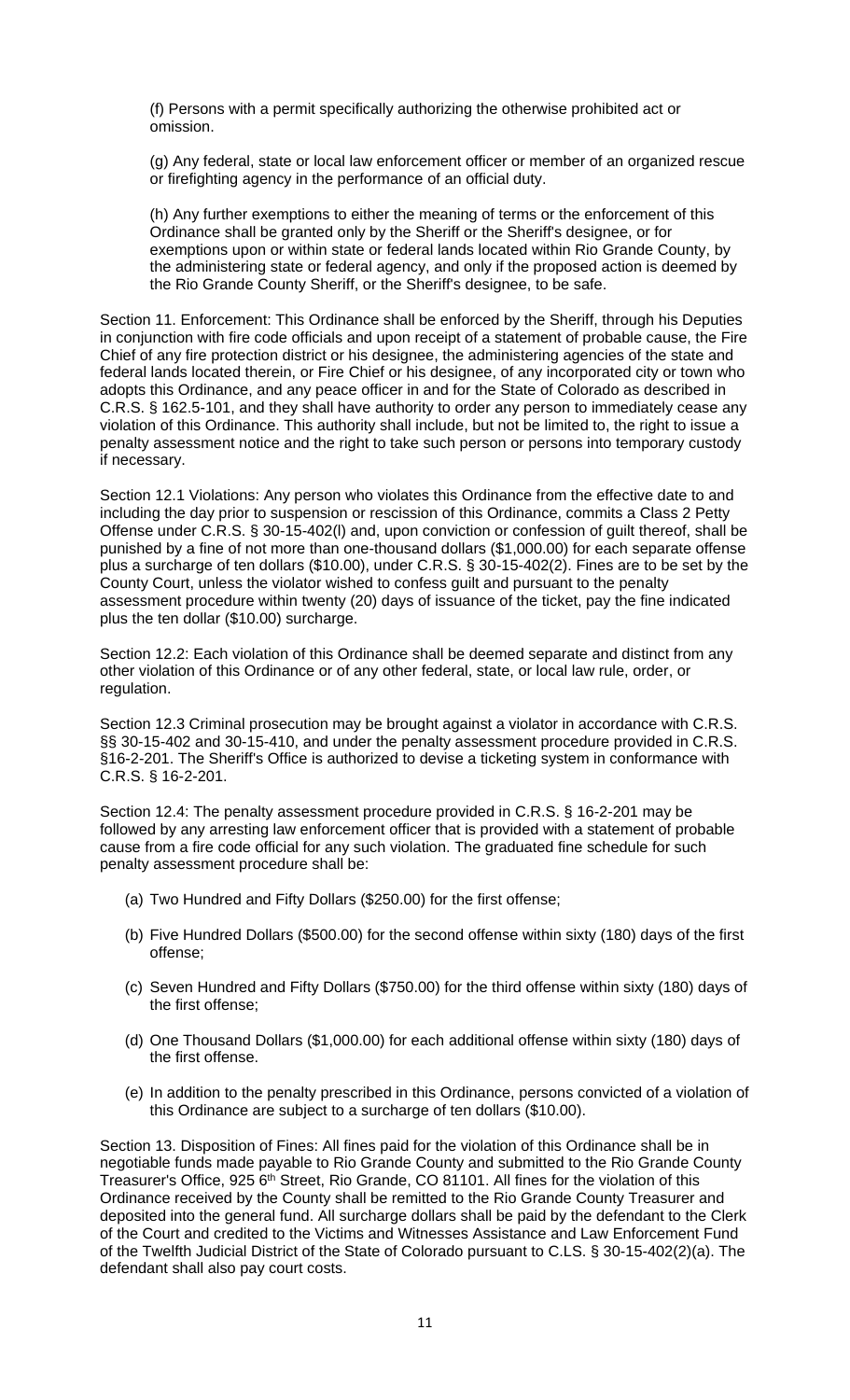(f) Persons with a permit specifically authorizing the otherwise prohibited act or omission.

(g) Any federal, state or local law enforcement officer or member of an organized rescue or firefighting agency in the performance of an official duty.

(h) Any further exemptions to either the meaning of terms or the enforcement of this Ordinance shall be granted only by the Sheriff or the Sheriff's designee, or for exemptions upon or within state or federal lands located within Rio Grande County, by the administering state or federal agency, and only if the proposed action is deemed by the Rio Grande County Sheriff, or the Sheriff's designee, to be safe.

Section 11. Enforcement: This Ordinance shall be enforced by the Sheriff, through his Deputies in conjunction with fire code officials and upon receipt of a statement of probable cause, the Fire Chief of any fire protection district or his designee, the administering agencies of the state and federal lands located therein, or Fire Chief or his designee, of any incorporated city or town who adopts this Ordinance, and any peace officer in and for the State of Colorado as described in C.R.S. § 162.5-101, and they shall have authority to order any person to immediately cease any violation of this Ordinance. This authority shall include, but not be limited to, the right to issue a penalty assessment notice and the right to take such person or persons into temporary custody if necessary.

Section 12.1 Violations: Any person who violates this Ordinance from the effective date to and including the day prior to suspension or rescission of this Ordinance, commits a Class 2 Petty Offense under C.R.S. § 30-15-402(l) and, upon conviction or confession of guilt thereof, shall be punished by a fine of not more than one-thousand dollars ($1,000.00) for each separate offense plus a surcharge of ten dollars ($10.00), under C.R.S. § 30-15-402(2). Fines are to be set by the County Court, unless the violator wished to confess guilt and pursuant to the penalty assessment procedure within twenty (20) days of issuance of the ticket, pay the fine indicated plus the ten dollar ($10.00) surcharge.

Section 12.2: Each violation of this Ordinance shall be deemed separate and distinct from any other violation of this Ordinance or of any other federal, state, or local law rule, order, or regulation.

Section 12.3 Criminal prosecution may be brought against a violator in accordance with C.R.S. §§ 30-15-402 and 30-15-410, and under the penalty assessment procedure provided in C.R.S. §16-2-201. The Sheriff's Office is authorized to devise a ticketing system in conformance with C.R.S. § 16-2-201.

Section 12.4: The penalty assessment procedure provided in C.R.S. § 16-2-201 may be followed by any arresting law enforcement officer that is provided with a statement of probable cause from a fire code official for any such violation. The graduated fine schedule for such penalty assessment procedure shall be:

(a) Two Hundred and Fifty Dollars ($250.00) for the first offense;

(b) Five Hundred Dollars ($500.00) for the second offense within sixty (180) days of the first offense;

(c) Seven Hundred and Fifty Dollars ($750.00) for the third offense within sixty (180) days of the first offense;

(d) One Thousand Dollars ($1,000.00) for each additional offense within sixty (180) days of the first offense.

(e) In addition to the penalty prescribed in this Ordinance, persons convicted of a violation of this Ordinance are subject to a surcharge of ten dollars ($10.00).

Section 13. Disposition of Fines: All fines paid for the violation of this Ordinance shall be in negotiable funds made payable to Rio Grande County and submitted to the Rio Grande County Treasurer's Office, 925 6th Street, Rio Grande, CO 81101. All fines for the violation of this Ordinance received by the County shall be remitted to the Rio Grande County Treasurer and deposited into the general fund. All surcharge dollars shall be paid by the defendant to the Clerk of the Court and credited to the Victims and Witnesses Assistance and Law Enforcement Fund of the Twelfth Judicial District of the State of Colorado pursuant to C.LS. § 30-15-402(2)(a). The defendant shall also pay court costs.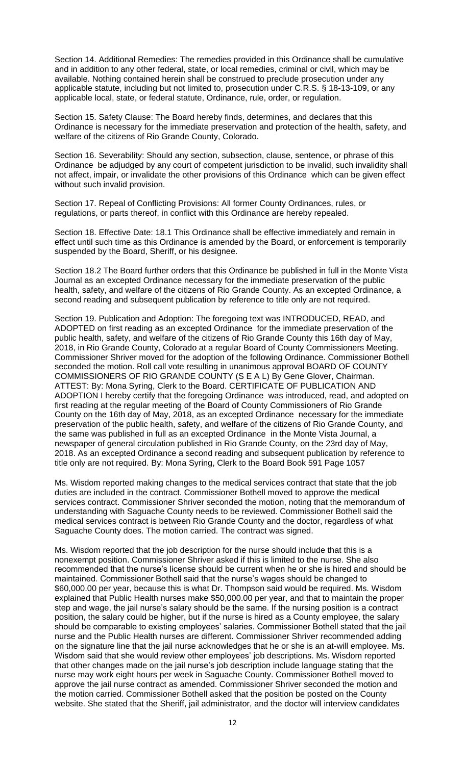Section 14. Additional Remedies: The remedies provided in this Ordinance shall be cumulative and in addition to any other federal, state, or local remedies, criminal or civil, which may be available. Nothing contained herein shall be construed to preclude prosecution under any applicable statute, including but not limited to, prosecution under C.R.S. § 18-13-109, or any applicable local, state, or federal statute, Ordinance, rule, order, or regulation.

Section 15. Safety Clause: The Board hereby finds, determines, and declares that this Ordinance is necessary for the immediate preservation and protection of the health, safety, and welfare of the citizens of Rio Grande County, Colorado.

Section 16. Severability: Should any section, subsection, clause, sentence, or phrase of this Ordinance be adjudged by any court of competent jurisdiction to be invalid, such invalidity shall not affect, impair, or invalidate the other provisions of this Ordinance which can be given effect without such invalid provision.

Section 17. Repeal of Conflicting Provisions: All former County Ordinances, rules, or regulations, or parts thereof, in conflict with this Ordinance are hereby repealed.

Section 18. Effective Date: 18.1 This Ordinance shall be effective immediately and remain in effect until such time as this Ordinance is amended by the Board, or enforcement is temporarily suspended by the Board, Sheriff, or his designee.

Section 18.2 The Board further orders that this Ordinance be published in full in the Monte Vista Journal as an excepted Ordinance necessary for the immediate preservation of the public health, safety, and welfare of the citizens of Rio Grande County. As an excepted Ordinance, a second reading and subsequent publication by reference to title only are not required.

Section 19. Publication and Adoption: The foregoing text was INTRODUCED, READ, and ADOPTED on first reading as an excepted Ordinance for the immediate preservation of the public health, safety, and welfare of the citizens of Rio Grande County this 16th day of May, 2018, in Rio Grande County, Colorado at a regular Board of County Commissioners Meeting. Commissioner Shriver moved for the adoption of the following Ordinance. Commissioner Bothell seconded the motion. Roll call vote resulting in unanimous approval BOARD OF COUNTY COMMISSIONERS OF RIO GRANDE COUNTY (S E A L) By Gene Glover, Chairman. ATTEST: By: Mona Syring, Clerk to the Board. CERTIFICATE OF PUBLICATION AND ADOPTION I hereby certify that the foregoing Ordinance was introduced, read, and adopted on first reading at the regular meeting of the Board of County Commissioners of Rio Grande County on the 16th day of May, 2018, as an excepted Ordinance necessary for the immediate preservation of the public health, safety, and welfare of the citizens of Rio Grande County, and the same was published in full as an excepted Ordinance in the Monte Vista Journal, a newspaper of general circulation published in Rio Grande County, on the 23rd day of May, 2018. As an excepted Ordinance a second reading and subsequent publication by reference to title only are not required. By: Mona Syring, Clerk to the Board Book 591 Page 1057

Ms. Wisdom reported making changes to the medical services contract that state that the job duties are included in the contract. Commissioner Bothell moved to approve the medical services contract. Commissioner Shriver seconded the motion, noting that the memorandum of understanding with Saguache County needs to be reviewed. Commissioner Bothell said the medical services contract is between Rio Grande County and the doctor, regardless of what Saguache County does. The motion carried. The contract was signed.

Ms. Wisdom reported that the job description for the nurse should include that this is a nonexempt position. Commissioner Shriver asked if this is limited to the nurse. She also recommended that the nurse's license should be current when he or she is hired and should be maintained. Commissioner Bothell said that the nurse's wages should be changed to $60,000.00 per year, because this is what Dr. Thompson said would be required. Ms. Wisdom explained that Public Health nurses make $50,000.00 per year, and that to maintain the proper step and wage, the jail nurse's salary should be the same. If the nursing position is a contract position, the salary could be higher, but if the nurse is hired as a County employee, the salary should be comparable to existing employees' salaries. Commissioner Bothell stated that the jail nurse and the Public Health nurses are different. Commissioner Shriver recommended adding on the signature line that the jail nurse acknowledges that he or she is an at-will employee. Ms. Wisdom said that she would review other employees' job descriptions. Ms. Wisdom reported that other changes made on the jail nurse's job description include language stating that the nurse may work eight hours per week in Saguache County. Commissioner Bothell moved to approve the jail nurse contract as amended. Commissioner Shriver seconded the motion and the motion carried. Commissioner Bothell asked that the position be posted on the County website. She stated that the Sheriff, jail administrator, and the doctor will interview candidates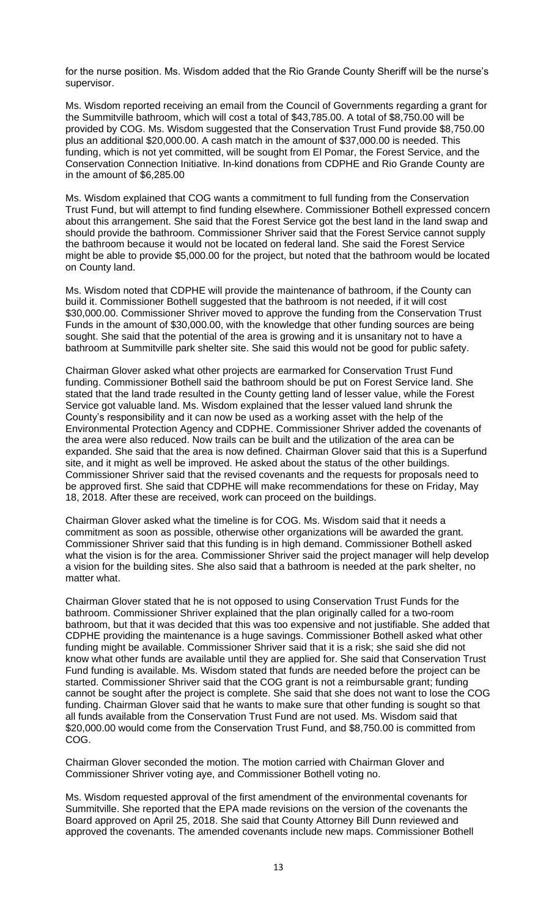for the nurse position. Ms. Wisdom added that the Rio Grande County Sheriff will be the nurse's supervisor.

Ms. Wisdom reported receiving an email from the Council of Governments regarding a grant for the Summitville bathroom, which will cost a total of $43,785.00. A total of $8,750.00 will be provided by COG. Ms. Wisdom suggested that the Conservation Trust Fund provide $8,750.00 plus an additional $20,000.00. A cash match in the amount of $37,000.00 is needed. This funding, which is not yet committed, will be sought from El Pomar, the Forest Service, and the Conservation Connection Initiative. In-kind donations from CDPHE and Rio Grande County are in the amount of $6,285.00

Ms. Wisdom explained that COG wants a commitment to full funding from the Conservation Trust Fund, but will attempt to find funding elsewhere. Commissioner Bothell expressed concern about this arrangement. She said that the Forest Service got the best land in the land swap and should provide the bathroom. Commissioner Shriver said that the Forest Service cannot supply the bathroom because it would not be located on federal land. She said the Forest Service might be able to provide $5,000.00 for the project, but noted that the bathroom would be located on County land.

Ms. Wisdom noted that CDPHE will provide the maintenance of bathroom, if the County can build it. Commissioner Bothell suggested that the bathroom is not needed, if it will cost $30,000.00. Commissioner Shriver moved to approve the funding from the Conservation Trust Funds in the amount of $30,000.00, with the knowledge that other funding sources are being sought. She said that the potential of the area is growing and it is unsanitary not to have a bathroom at Summitville park shelter site. She said this would not be good for public safety.

Chairman Glover asked what other projects are earmarked for Conservation Trust Fund funding. Commissioner Bothell said the bathroom should be put on Forest Service land. She stated that the land trade resulted in the County getting land of lesser value, while the Forest Service got valuable land. Ms. Wisdom explained that the lesser valued land shrunk the County's responsibility and it can now be used as a working asset with the help of the Environmental Protection Agency and CDPHE. Commissioner Shriver added the covenants of the area were also reduced. Now trails can be built and the utilization of the area can be expanded. She said that the area is now defined. Chairman Glover said that this is a Superfund site, and it might as well be improved. He asked about the status of the other buildings. Commissioner Shriver said that the revised covenants and the requests for proposals need to be approved first. She said that CDPHE will make recommendations for these on Friday, May 18, 2018. After these are received, work can proceed on the buildings.

Chairman Glover asked what the timeline is for COG. Ms. Wisdom said that it needs a commitment as soon as possible, otherwise other organizations will be awarded the grant. Commissioner Shriver said that this funding is in high demand. Commissioner Bothell asked what the vision is for the area. Commissioner Shriver said the project manager will help develop a vision for the building sites. She also said that a bathroom is needed at the park shelter, no matter what.

Chairman Glover stated that he is not opposed to using Conservation Trust Funds for the bathroom. Commissioner Shriver explained that the plan originally called for a two-room bathroom, but that it was decided that this was too expensive and not justifiable. She added that CDPHE providing the maintenance is a huge savings. Commissioner Bothell asked what other funding might be available. Commissioner Shriver said that it is a risk; she said she did not know what other funds are available until they are applied for. She said that Conservation Trust Fund funding is available. Ms. Wisdom stated that funds are needed before the project can be started. Commissioner Shriver said that the COG grant is not a reimbursable grant; funding cannot be sought after the project is complete. She said that she does not want to lose the COG funding. Chairman Glover said that he wants to make sure that other funding is sought so that all funds available from the Conservation Trust Fund are not used. Ms. Wisdom said that $20,000.00 would come from the Conservation Trust Fund, and $8,750.00 is committed from COG.

Chairman Glover seconded the motion. The motion carried with Chairman Glover and Commissioner Shriver voting aye, and Commissioner Bothell voting no.

Ms. Wisdom requested approval of the first amendment of the environmental covenants for Summitville. She reported that the EPA made revisions on the version of the covenants the Board approved on April 25, 2018. She said that County Attorney Bill Dunn reviewed and approved the covenants. The amended covenants include new maps. Commissioner Bothell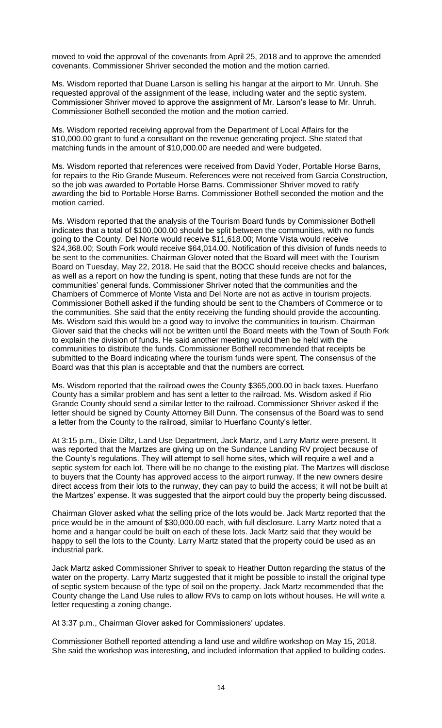moved to void the approval of the covenants from April 25, 2018 and to approve the amended covenants. Commissioner Shriver seconded the motion and the motion carried.

Ms. Wisdom reported that Duane Larson is selling his hangar at the airport to Mr. Unruh. She requested approval of the assignment of the lease, including water and the septic system. Commissioner Shriver moved to approve the assignment of Mr. Larson's lease to Mr. Unruh. Commissioner Bothell seconded the motion and the motion carried.

Ms. Wisdom reported receiving approval from the Department of Local Affairs for the $10,000.00 grant to fund a consultant on the revenue generating project. She stated that matching funds in the amount of $10,000.00 are needed and were budgeted.

Ms. Wisdom reported that references were received from David Yoder, Portable Horse Barns, for repairs to the Rio Grande Museum. References were not received from Garcia Construction, so the job was awarded to Portable Horse Barns. Commissioner Shriver moved to ratify awarding the bid to Portable Horse Barns. Commissioner Bothell seconded the motion and the motion carried.

Ms. Wisdom reported that the analysis of the Tourism Board funds by Commissioner Bothell indicates that a total of $100,000.00 should be split between the communities, with no funds going to the County. Del Norte would receive $11,618.00; Monte Vista would receive $24,368.00; South Fork would receive $64,014.00. Notification of this division of funds needs to be sent to the communities. Chairman Glover noted that the Board will meet with the Tourism Board on Tuesday, May 22, 2018. He said that the BOCC should receive checks and balances, as well as a report on how the funding is spent, noting that these funds are not for the communities' general funds. Commissioner Shriver noted that the communities and the Chambers of Commerce of Monte Vista and Del Norte are not as active in tourism projects. Commissioner Bothell asked if the funding should be sent to the Chambers of Commerce or to the communities. She said that the entity receiving the funding should provide the accounting. Ms. Wisdom said this would be a good way to involve the communities in tourism. Chairman Glover said that the checks will not be written until the Board meets with the Town of South Fork to explain the division of funds. He said another meeting would then be held with the communities to distribute the funds. Commissioner Bothell recommended that receipts be submitted to the Board indicating where the tourism funds were spent. The consensus of the Board was that this plan is acceptable and that the numbers are correct.

Ms. Wisdom reported that the railroad owes the County $365,000.00 in back taxes. Huerfano County has a similar problem and has sent a letter to the railroad. Ms. Wisdom asked if Rio Grande County should send a similar letter to the railroad. Commissioner Shriver asked if the letter should be signed by County Attorney Bill Dunn. The consensus of the Board was to send a letter from the County to the railroad, similar to Huerfano County's letter.

At 3:15 p.m., Dixie Diltz, Land Use Department, Jack Martz, and Larry Martz were present. It was reported that the Martzes are giving up on the Sundance Landing RV project because of the County's regulations. They will attempt to sell home sites, which will require a well and a septic system for each lot. There will be no change to the existing plat. The Martzes will disclose to buyers that the County has approved access to the airport runway. If the new owners desire direct access from their lots to the runway, they can pay to build the access; it will not be built at the Martzes' expense. It was suggested that the airport could buy the property being discussed.

Chairman Glover asked what the selling price of the lots would be. Jack Martz reported that the price would be in the amount of $30,000.00 each, with full disclosure. Larry Martz noted that a home and a hangar could be built on each of these lots. Jack Martz said that they would be happy to sell the lots to the County. Larry Martz stated that the property could be used as an industrial park.

Jack Martz asked Commissioner Shriver to speak to Heather Dutton regarding the status of the water on the property. Larry Martz suggested that it might be possible to install the original type of septic system because of the type of soil on the property. Jack Martz recommended that the County change the Land Use rules to allow RVs to camp on lots without houses. He will write a letter requesting a zoning change.

At 3:37 p.m., Chairman Glover asked for Commissioners' updates.

Commissioner Bothell reported attending a land use and wildfire workshop on May 15, 2018. She said the workshop was interesting, and included information that applied to building codes.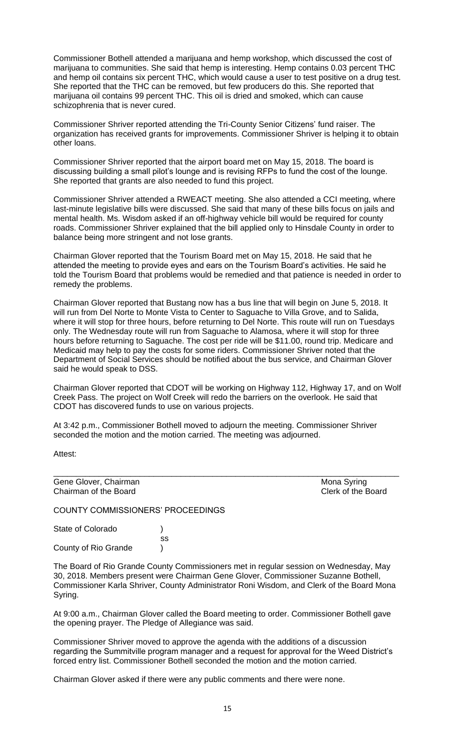Commissioner Bothell attended a marijuana and hemp workshop, which discussed the cost of marijuana to communities. She said that hemp is interesting. Hemp contains 0.03 percent THC and hemp oil contains six percent THC, which would cause a user to test positive on a drug test. She reported that the THC can be removed, but few producers do this. She reported that marijuana oil contains 99 percent THC. This oil is dried and smoked, which can cause schizophrenia that is never cured.

Commissioner Shriver reported attending the Tri-County Senior Citizens' fund raiser. The organization has received grants for improvements. Commissioner Shriver is helping it to obtain other loans.

Commissioner Shriver reported that the airport board met on May 15, 2018. The board is discussing building a small pilot's lounge and is revising RFPs to fund the cost of the lounge. She reported that grants are also needed to fund this project.

Commissioner Shriver attended a RWEACT meeting. She also attended a CCI meeting, where last-minute legislative bills were discussed. She said that many of these bills focus on jails and mental health. Ms. Wisdom asked if an off-highway vehicle bill would be required for county roads. Commissioner Shriver explained that the bill applied only to Hinsdale County in order to balance being more stringent and not lose grants.

Chairman Glover reported that the Tourism Board met on May 15, 2018. He said that he attended the meeting to provide eyes and ears on the Tourism Board's activities. He said he told the Tourism Board that problems would be remedied and that patience is needed in order to remedy the problems.

Chairman Glover reported that Bustang now has a bus line that will begin on June 5, 2018. It will run from Del Norte to Monte Vista to Center to Saguache to Villa Grove, and to Salida, where it will stop for three hours, before returning to Del Norte. This route will run on Tuesdays only. The Wednesday route will run from Saguache to Alamosa, where it will stop for three hours before returning to Saguache. The cost per ride will be $11.00, round trip. Medicare and Medicaid may help to pay the costs for some riders. Commissioner Shriver noted that the Department of Social Services should be notified about the bus service, and Chairman Glover said he would speak to DSS.

Chairman Glover reported that CDOT will be working on Highway 112, Highway 17, and on Wolf Creek Pass. The project on Wolf Creek will redo the barriers on the overlook. He said that CDOT has discovered funds to use on various projects.

At 3:42 p.m., Commissioner Bothell moved to adjourn the meeting. Commissioner Shriver seconded the motion and the motion carried. The meeting was adjourned.

Attest:

\_\_\_\_\_\_\_\_\_\_\_\_\_\_\_\_\_\_\_\_\_\_\_\_\_\_\_\_\_\_\_\_\_\_\_\_\_\_\_\_\_\_\_\_\_\_\_\_\_\_\_\_\_\_\_\_\_\_\_\_\_\_\_\_\_\_\_\_\_\_

Gene Glover, Chairman — Mona Syring
Chairman of the Board — Clerk of the Board

COUNTY COMMISSIONERS' PROCEEDINGS

State of Colorado )
ss
County of Rio Grande )

The Board of Rio Grande County Commissioners met in regular session on Wednesday, May 30, 2018. Members present were Chairman Gene Glover, Commissioner Suzanne Bothell, Commissioner Karla Shriver, County Administrator Roni Wisdom, and Clerk of the Board Mona Syring.

At 9:00 a.m., Chairman Glover called the Board meeting to order. Commissioner Bothell gave the opening prayer. The Pledge of Allegiance was said.

Commissioner Shriver moved to approve the agenda with the additions of a discussion regarding the Summitville program manager and a request for approval for the Weed District's forced entry list. Commissioner Bothell seconded the motion and the motion carried.

Chairman Glover asked if there were any public comments and there were none.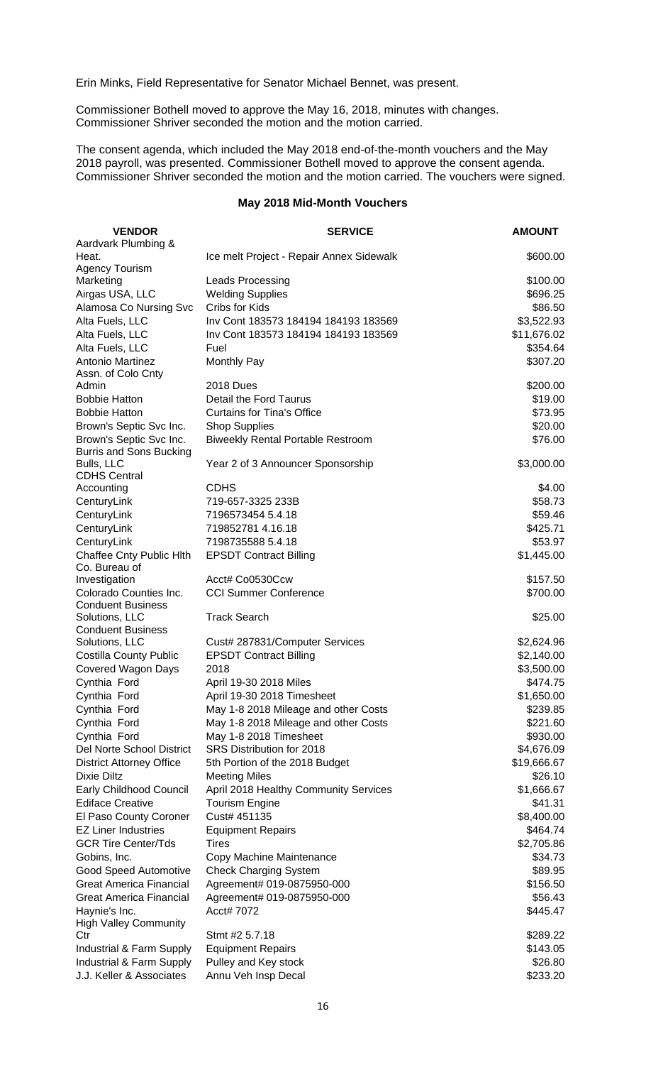Erin Minks, Field Representative for Senator Michael Bennet, was present.

Commissioner Bothell moved to approve the May 16, 2018, minutes with changes. Commissioner Shriver seconded the motion and the motion carried.

The consent agenda, which included the May 2018 end-of-the-month vouchers and the May 2018 payroll, was presented. Commissioner Bothell moved to approve the consent agenda. Commissioner Shriver seconded the motion and the motion carried. The vouchers were signed.

## May 2018 Mid-Month Vouchers

| VENDOR | SERVICE | AMOUNT |
|---|---|---|
| Aardvark Plumbing & Heat. | Ice melt Project - Repair Annex Sidewalk | $600.00 |
| Agency Tourism Marketing | Leads Processing | $100.00 |
| Airgas USA, LLC | Welding Supplies | $696.25 |
| Alamosa Co Nursing Svc | Cribs for Kids | $86.50 |
| Alta Fuels, LLC | Inv Cont 183573 184194 184193 183569 | $3,522.93 |
| Alta Fuels, LLC | Inv Cont 183573 184194 184193 183569 | $11,676.02 |
| Alta Fuels, LLC | Fuel | $354.64 |
| Antonio Martinez | Monthly Pay | $307.20 |
| Assn. of Colo Cnty Admin | 2018 Dues | $200.00 |
| Bobbie Hatton | Detail the Ford Taurus | $19.00 |
| Bobbie Hatton | Curtains for Tina's Office | $73.95 |
| Brown's Septic Svc Inc. | Shop Supplies | $20.00 |
| Brown's Septic Svc Inc. | Biweekly Rental Portable Restroom | $76.00 |
| Burris and Sons Bucking Bulls, LLC | Year 2 of 3 Announcer Sponsorship | $3,000.00 |
| CDHS Central Accounting | CDHS | $4.00 |
| CenturyLink | 719-657-3325 233B | $58.73 |
| CenturyLink | 7196573454 5.4.18 | $59.46 |
| CenturyLink | 719852781 4.16.18 | $425.71 |
| CenturyLink | 7198735588 5.4.18 | $53.97 |
| Chaffee Cnty Public Hlth | EPSDT Contract Billing | $1,445.00 |
| Co. Bureau of Investigation | Acct# Co0530Ccw | $157.50 |
| Colorado Counties Inc. | CCI Summer Conference | $700.00 |
| Conduent Business Solutions, LLC | Track Search | $25.00 |
| Conduent Business Solutions, LLC | Cust# 287831/Computer Services | $2,624.96 |
| Costilla County Public | EPSDT Contract Billing | $2,140.00 |
| Covered Wagon Days | 2018 | $3,500.00 |
| Cynthia Ford | April 19-30 2018 Miles | $474.75 |
| Cynthia Ford | April 19-30 2018 Timesheet | $1,650.00 |
| Cynthia Ford | May 1-8 2018 Mileage and other Costs | $239.85 |
| Cynthia Ford | May 1-8 2018 Mileage and other Costs | $221.60 |
| Cynthia Ford | May 1-8 2018 Timesheet | $930.00 |
| Del Norte School District | SRS Distribution for 2018 | $4,676.09 |
| District Attorney Office | 5th Portion of the 2018 Budget | $19,666.67 |
| Dixie Diltz | Meeting Miles | $26.10 |
| Early Childhood Council | April 2018 Healthy Community Services | $1,666.67 |
| Ediface Creative | Tourism Engine | $41.31 |
| El Paso County Coroner | Cust# 451135 | $8,400.00 |
| EZ Liner Industries | Equipment Repairs | $464.74 |
| GCR Tire Center/Tds | Tires | $2,705.86 |
| Gobins, Inc. | Copy Machine Maintenance | $34.73 |
| Good Speed Automotive | Check Charging System | $89.95 |
| Great America Financial | Agreement# 019-0875950-000 | $156.50 |
| Great America Financial | Agreement# 019-0875950-000 | $56.43 |
| Haynie's Inc. | Acct# 7072 | $445.47 |
| High Valley Community Ctr | Stmt #2 5.7.18 | $289.22 |
| Industrial & Farm Supply | Equipment Repairs | $143.05 |
| Industrial & Farm Supply | Pulley and Key stock | $26.80 |
| J.J. Keller & Associates | Annu Veh Insp Decal | $233.20 |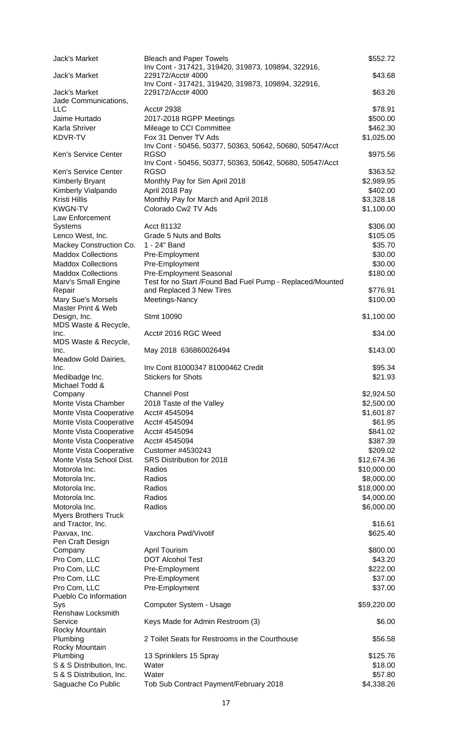| | | |
|---|---|---|
| Jack's Market | Bleach and Paper Towels | $552.72 |
| Jack's Market | Inv Cont - 317421, 319420, 319873, 109894, 322916, 229172/Acct# 4000 | $43.68 |
| Jack's Market | Inv Cont - 317421, 319420, 319873, 109894, 322916, 229172/Acct# 4000 | $63.26 |
| Jade Communications, LLC | Acct# 2938 | $78.91 |
| Jaime Hurtado | 2017-2018 RGPP Meetings | $500.00 |
| Karla Shriver | Mileage to CCI Committee | $462.30 |
| KDVR-TV | Fox 31 Denver TV Ads | $1,025.00 |
| Ken's Service Center | Inv Cont - 50456, 50377, 50363, 50642, 50680, 50547/Acct RGSO | $975.56 |
| Ken's Service Center | Inv Cont - 50456, 50377, 50363, 50642, 50680, 50547/Acct RGSO | $363.52 |
| Kimberly Bryant | Monthly Pay for Sim April 2018 | $2,989.95 |
| Kimberly Vialpando | April 2018 Pay | $402.00 |
| Kristi Hillis | Monthly Pay for March and April 2018 | $3,328.18 |
| KWGN-TV | Colorado Cw2 TV Ads | $1,100.00 |
| Law Enforcement Systems | Acct 81132 | $306.00 |
| Lenco West, Inc. | Grade 5 Nuts and Bolts | $105.05 |
| Mackey Construction Co. | 1 - 24" Band | $35.70 |
| Maddox Collections | Pre-Employment | $30.00 |
| Maddox Collections | Pre-Employment | $30.00 |
| Maddox Collections | Pre-Employment Seasonal | $180.00 |
| Marv's Small Engine Repair | Test for no Start /Found Bad Fuel Pump - Replaced/Mounted and Replaced 3 New Tires | $776.91 |
| Mary Sue's Morsels | Meetings-Nancy | $100.00 |
| Master Print & Web Design, Inc. | Stmt 10090 | $1,100.00 |
| MDS Waste & Recycle, Inc. | Acct# 2016 RGC Weed | $34.00 |
| MDS Waste & Recycle, Inc. | May 2018 636860026494 | $143.00 |
| Meadow Gold Dairies, Inc. | Inv Cont 81000347 81000462 Credit | $95.34 |
| Medibadge Inc. | Stickers for Shots | $21.93 |
| Michael Todd & Company | Channel Post | $2,924.50 |
| Monte Vista Chamber | 2018 Taste of the Valley | $2,500.00 |
| Monte Vista Cooperative | Acct# 4545094 | $1,601.87 |
| Monte Vista Cooperative | Acct# 4545094 | $61.95 |
| Monte Vista Cooperative | Acct# 4545094 | $841.02 |
| Monte Vista Cooperative | Acct# 4545094 | $387.39 |
| Monte Vista Cooperative | Customer #4530243 | $209.02 |
| Monte Vista School Dist. | SRS Distribution for 2018 | $12,674.36 |
| Motorola Inc. | Radios | $10,000.00 |
| Motorola Inc. | Radios | $8,000.00 |
| Motorola Inc. | Radios | $18,000.00 |
| Motorola Inc. | Radios | $4,000.00 |
| Motorola Inc. | Radios | $6,000.00 |
| Myers Brothers Truck and Tractor, Inc. | | $16.61 |
| Paxvax, Inc. | Vaxchora Pwd/Vivotif | $625.40 |
| Pen Craft Design Company | April Tourism | $800.00 |
| Pro Com, LLC | DOT Alcohol Test | $43.20 |
| Pro Com, LLC | Pre-Employment | $222.00 |
| Pro Com, LLC | Pre-Employment | $37.00 |
| Pro Com, LLC | Pre-Employment | $37.00 |
| Pueblo Co Information Sys | Computer System - Usage | $59,220.00 |
| Renshaw Locksmith Service | Keys Made for Admin Restroom (3) | $6.00 |
| Rocky Mountain Plumbing | 2 Toilet Seats for Restrooms in the Courthouse | $56.58 |
| Rocky Mountain Plumbing | 13 Sprinklers 15 Spray | $125.76 |
| S & S Distribution, Inc. | Water | $18.00 |
| S & S Distribution, Inc. | Water | $57.80 |
| Saguache Co Public | Tob Sub Contract Payment/February 2018 | $4,338.26 |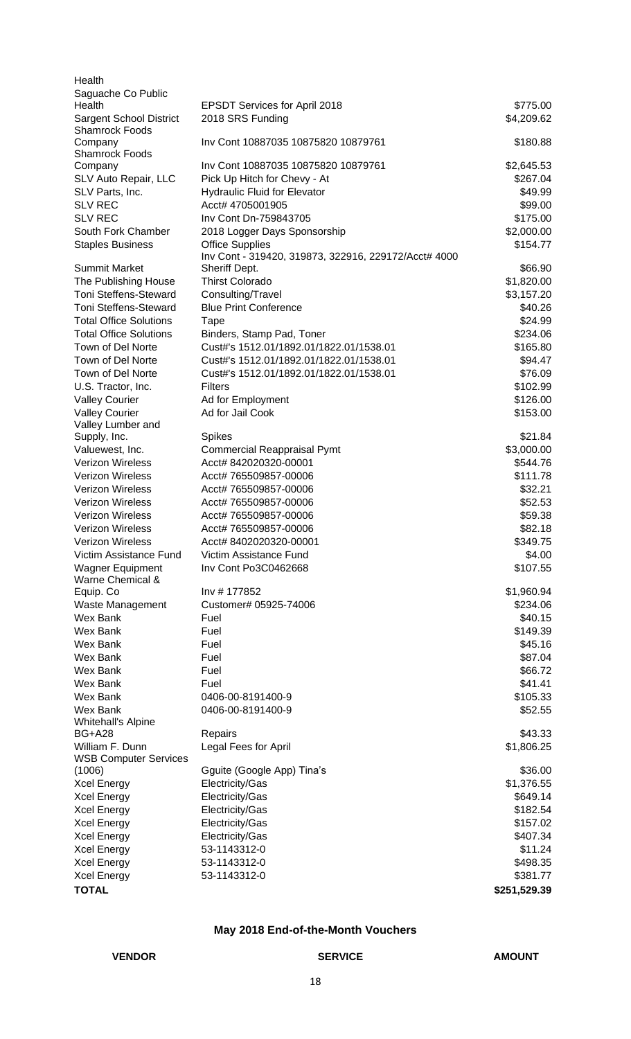| | | |
|---|---|---|
| Health | | |
| Saguache Co Public Health | EPSDT Services for April 2018 | $775.00 |
| Sargent School District | 2018 SRS Funding | $4,209.62 |
| Shamrock Foods Company | Inv Cont 10887035 10875820 10879761 | $180.88 |
| Shamrock Foods Company | Inv Cont 10887035 10875820 10879761 | $2,645.53 |
| SLV Auto Repair, LLC | Pick Up Hitch for Chevy - At | $267.04 |
| SLV Parts, Inc. | Hydraulic Fluid for Elevator | $49.99 |
| SLV REC | Acct# 4705001905 | $99.00 |
| SLV REC | Inv Cont Dn-759843705 | $175.00 |
| South Fork Chamber | 2018 Logger Days Sponsorship | $2,000.00 |
| Staples Business | Office Supplies | $154.77 |
| Summit Market | Inv Cont - 319420, 319873, 322916, 229172/Acct# 4000 Sheriff Dept. | $66.90 |
| The Publishing House | Thirst Colorado | $1,820.00 |
| Toni Steffens-Steward | Consulting/Travel | $3,157.20 |
| Toni Steffens-Steward | Blue Print Conference | $40.26 |
| Total Office Solutions | Tape | $24.99 |
| Total Office Solutions | Binders, Stamp Pad, Toner | $234.06 |
| Town of Del Norte | Cust#'s 1512.01/1892.01/1822.01/1538.01 | $165.80 |
| Town of Del Norte | Cust#'s 1512.01/1892.01/1822.01/1538.01 | $94.47 |
| Town of Del Norte | Cust#'s 1512.01/1892.01/1822.01/1538.01 | $76.09 |
| U.S. Tractor, Inc. | Filters | $102.99 |
| Valley Courier | Ad for Employment | $126.00 |
| Valley Courier | Ad for Jail Cook | $153.00 |
| Valley Lumber and Supply, Inc. | Spikes | $21.84 |
| Valuewest, Inc. | Commercial Reappraisal Pymt | $3,000.00 |
| Verizon Wireless | Acct# 842020320-00001 | $544.76 |
| Verizon Wireless | Acct# 765509857-00006 | $111.78 |
| Verizon Wireless | Acct# 765509857-00006 | $32.21 |
| Verizon Wireless | Acct# 765509857-00006 | $52.53 |
| Verizon Wireless | Acct# 765509857-00006 | $59.38 |
| Verizon Wireless | Acct# 765509857-00006 | $82.18 |
| Verizon Wireless | Acct# 8402020320-00001 | $349.75 |
| Victim Assistance Fund | Victim Assistance Fund | $4.00 |
| Wagner Equipment | Inv Cont Po3C0462668 | $107.55 |
| Warne Chemical & Equip. Co | Inv # 177852 | $1,960.94 |
| Waste Management | Customer# 05925-74006 | $234.06 |
| Wex Bank | Fuel | $40.15 |
| Wex Bank | Fuel | $149.39 |
| Wex Bank | Fuel | $45.16 |
| Wex Bank | Fuel | $87.04 |
| Wex Bank | Fuel | $66.72 |
| Wex Bank | Fuel | $41.41 |
| Wex Bank | 0406-00-8191400-9 | $105.33 |
| Wex Bank | 0406-00-8191400-9 | $52.55 |
| Whitehall's Alpine BG+A28 | Repairs | $43.33 |
| William F. Dunn | Legal Fees for April | $1,806.25 |
| WSB Computer Services (1006) | Gguite (Google App) Tina's | $36.00 |
| Xcel Energy | Electricity/Gas | $1,376.55 |
| Xcel Energy | Electricity/Gas | $649.14 |
| Xcel Energy | Electricity/Gas | $182.54 |
| Xcel Energy | Electricity/Gas | $157.02 |
| Xcel Energy | Electricity/Gas | $407.34 |
| Xcel Energy | 53-1143312-0 | $11.24 |
| Xcel Energy | 53-1143312-0 | $498.35 |
| Xcel Energy | 53-1143312-0 | $381.77 |
| **TOTAL** | | **$251,529.39** |

## May 2018 End-of-the-Month Vouchers

| VENDOR | SERVICE | AMOUNT |
|---|---|---|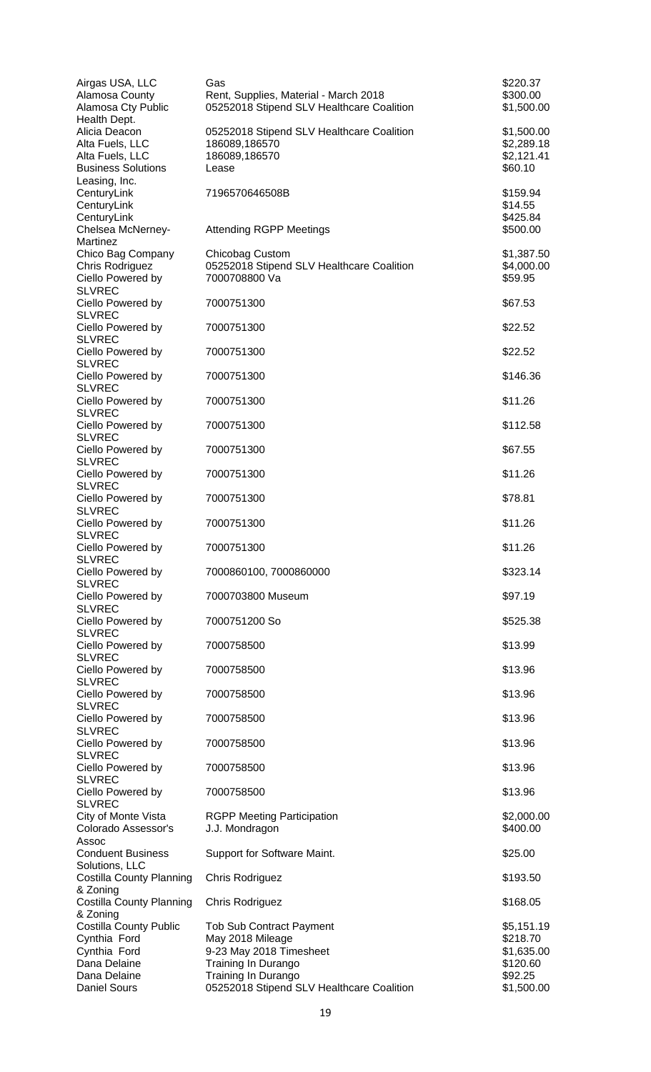| | | |
|---|---|---|
| Airgas USA, LLC | Gas | $220.37 |
| Alamosa County | Rent, Supplies, Material - March 2018 | $300.00 |
| Alamosa Cty Public Health Dept. | 05252018 Stipend SLV Healthcare Coalition | $1,500.00 |
| Alicia Deacon | 05252018 Stipend SLV Healthcare Coalition | $1,500.00 |
| Alta Fuels, LLC | 186089,186570 | $2,289.18 |
| Alta Fuels, LLC | 186089,186570 | $2,121.41 |
| Business Solutions Leasing, Inc. | Lease | $60.10 |
| CenturyLink | 7196570646508B | $159.94 |
| CenturyLink | | $14.55 |
| CenturyLink | | $425.84 |
| Chelsea McNerney-Martinez | Attending RGPP Meetings | $500.00 |
| Chico Bag Company | Chicobag Custom | $1,387.50 |
| Chris Rodriguez | 05252018 Stipend SLV Healthcare Coalition | $4,000.00 |
| Ciello Powered by SLVREC | 7000708800 Va | $59.95 |
| Ciello Powered by SLVREC | 7000751300 | $67.53 |
| Ciello Powered by SLVREC | 7000751300 | $22.52 |
| Ciello Powered by SLVREC | 7000751300 | $22.52 |
| Ciello Powered by SLVREC | 7000751300 | $146.36 |
| Ciello Powered by SLVREC | 7000751300 | $11.26 |
| Ciello Powered by SLVREC | 7000751300 | $112.58 |
| Ciello Powered by SLVREC | 7000751300 | $67.55 |
| Ciello Powered by SLVREC | 7000751300 | $11.26 |
| Ciello Powered by SLVREC | 7000751300 | $78.81 |
| Ciello Powered by SLVREC | 7000751300 | $11.26 |
| Ciello Powered by SLVREC | 7000751300 | $11.26 |
| Ciello Powered by SLVREC | 7000860100, 7000860000 | $323.14 |
| Ciello Powered by SLVREC | 7000703800 Museum | $97.19 |
| Ciello Powered by SLVREC | 7000751200 So | $525.38 |
| Ciello Powered by SLVREC | 7000758500 | $13.99 |
| Ciello Powered by SLVREC | 7000758500 | $13.96 |
| Ciello Powered by SLVREC | 7000758500 | $13.96 |
| Ciello Powered by SLVREC | 7000758500 | $13.96 |
| Ciello Powered by SLVREC | 7000758500 | $13.96 |
| Ciello Powered by SLVREC | 7000758500 | $13.96 |
| Ciello Powered by SLVREC | 7000758500 | $13.96 |
| City of Monte Vista | RGPP Meeting Participation | $2,000.00 |
| Colorado Assessor's Assoc | J.J. Mondragon | $400.00 |
| Conduent Business Solutions, LLC | Support for Software Maint. | $25.00 |
| Costilla County Planning & Zoning | Chris Rodriguez | $193.50 |
| Costilla County Planning & Zoning | Chris Rodriguez | $168.05 |
| Costilla County Public | Tob Sub Contract Payment | $5,151.19 |
| Cynthia Ford | May 2018 Mileage | $218.70 |
| Cynthia Ford | 9-23 May 2018 Timesheet | $1,635.00 |
| Dana Delaine | Training In Durango | $120.60 |
| Dana Delaine | Training In Durango | $92.25 |
| Daniel Sours | 05252018 Stipend SLV Healthcare Coalition | $1,500.00 |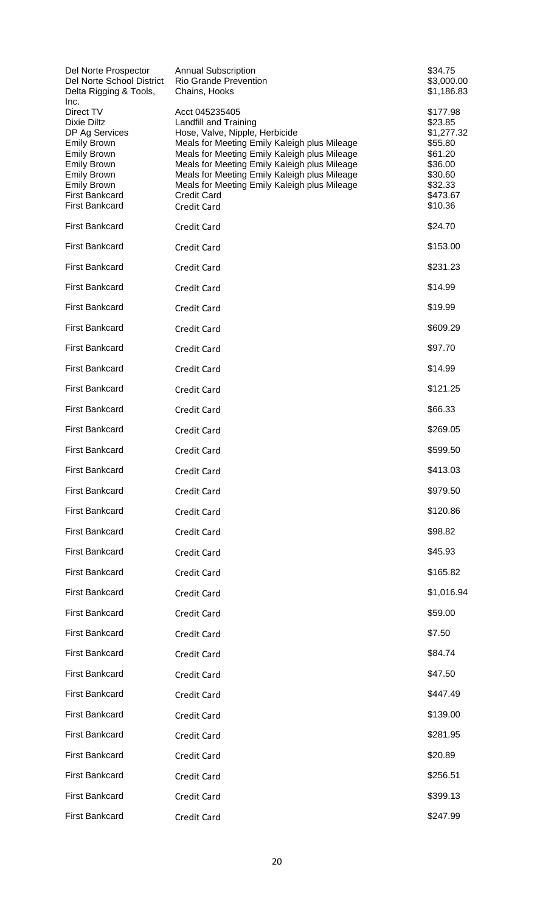| | | |
|---|---|---|
| Del Norte Prospector | Annual Subscription | $34.75 |
| Del Norte School District | Rio Grande Prevention | $3,000.00 |
| Delta Rigging & Tools, Inc. | Chains, Hooks | $1,186.83 |
| Direct TV | Acct 045235405 | $177.98 |
| Dixie Diltz | Landfill and Training | $23.85 |
| DP Ag Services | Hose, Valve, Nipple, Herbicide | $1,277.32 |
| Emily Brown | Meals for Meeting Emily Kaleigh plus Mileage | $55.80 |
| Emily Brown | Meals for Meeting Emily Kaleigh plus Mileage | $61.20 |
| Emily Brown | Meals for Meeting Emily Kaleigh plus Mileage | $36.00 |
| Emily Brown | Meals for Meeting Emily Kaleigh plus Mileage | $30.60 |
| Emily Brown | Meals for Meeting Emily Kaleigh plus Mileage | $32.33 |
| First Bankcard | Credit Card | $473.67 |
| First Bankcard | Credit Card | $10.36 |
| First Bankcard | Credit Card | $24.70 |
| First Bankcard | Credit Card | $153.00 |
| First Bankcard | Credit Card | $231.23 |
| First Bankcard | Credit Card | $14.99 |
| First Bankcard | Credit Card | $19.99 |
| First Bankcard | Credit Card | $609.29 |
| First Bankcard | Credit Card | $97.70 |
| First Bankcard | Credit Card | $14.99 |
| First Bankcard | Credit Card | $121.25 |
| First Bankcard | Credit Card | $66.33 |
| First Bankcard | Credit Card | $269.05 |
| First Bankcard | Credit Card | $599.50 |
| First Bankcard | Credit Card | $413.03 |
| First Bankcard | Credit Card | $979.50 |
| First Bankcard | Credit Card | $120.86 |
| First Bankcard | Credit Card | $98.82 |
| First Bankcard | Credit Card | $45.93 |
| First Bankcard | Credit Card | $165.82 |
| First Bankcard | Credit Card | $1,016.94 |
| First Bankcard | Credit Card | $59.00 |
| First Bankcard | Credit Card | $7.50 |
| First Bankcard | Credit Card | $84.74 |
| First Bankcard | Credit Card | $47.50 |
| First Bankcard | Credit Card | $447.49 |
| First Bankcard | Credit Card | $139.00 |
| First Bankcard | Credit Card | $281.95 |
| First Bankcard | Credit Card | $20.89 |
| First Bankcard | Credit Card | $256.51 |
| First Bankcard | Credit Card | $399.13 |
| First Bankcard | Credit Card | $247.99 |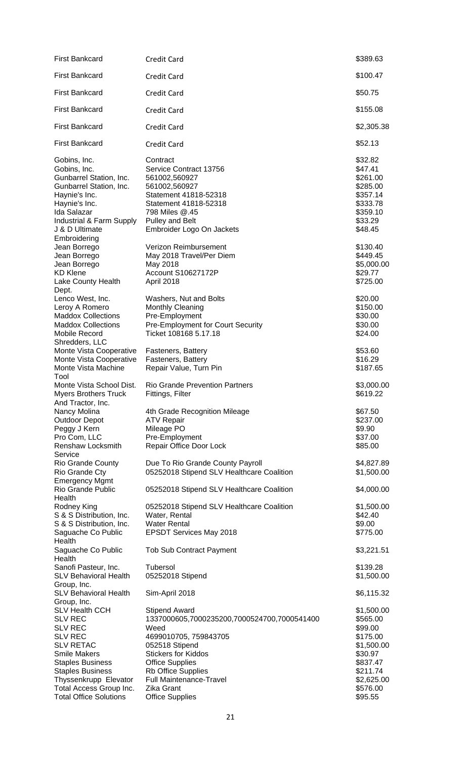| | | |
|---|---|---|
| First Bankcard | Credit Card | $389.63 |
| First Bankcard | Credit Card | $100.47 |
| First Bankcard | Credit Card | $50.75 |
| First Bankcard | Credit Card | $155.08 |
| First Bankcard | Credit Card | $2,305.38 |
| First Bankcard | Credit Card | $52.13 |
| Gobins, Inc. | Contract | $32.82 |
| Gobins, Inc. | Service Contract 13756 | $47.41 |
| Gunbarrel Station, Inc. | 561002,560927 | $261.00 |
| Gunbarrel Station, Inc. | 561002,560927 | $285.00 |
| Haynie's Inc. | Statement 41818-52318 | $357.14 |
| Haynie's Inc. | Statement 41818-52318 | $333.78 |
| Ida Salazar | 798 Miles @.45 | $359.10 |
| Industrial & Farm Supply | Pulley and Belt | $33.29 |
| J & D Ultimate Embroidering | Embroider Logo On Jackets | $48.45 |
| Jean Borrego | Verizon Reimbursement | $130.40 |
| Jean Borrego | May 2018 Travel/Per Diem | $449.45 |
| Jean Borrego | May 2018 | $5,000.00 |
| KD Klene | Account S10627172P | $29.77 |
| Lake County Health Dept. | April 2018 | $725.00 |
| Lenco West, Inc. | Washers, Nut and Bolts | $20.00 |
| Leroy A Romero | Monthly Cleaning | $150.00 |
| Maddox Collections | Pre-Employment | $30.00 |
| Maddox Collections | Pre-Employment for Court Security | $30.00 |
| Mobile Record Shredders, LLC | Ticket 108168 5.17.18 | $24.00 |
| Monte Vista Cooperative | Fasteners, Battery | $53.60 |
| Monte Vista Cooperative | Fasteners, Battery | $16.29 |
| Monte Vista Machine Tool | Repair Value, Turn Pin | $187.65 |
| Monte Vista School Dist. | Rio Grande Prevention Partners | $3,000.00 |
| Myers Brothers Truck And Tractor, Inc. | Fittings, Filter | $619.22 |
| Nancy Molina | 4th Grade Recognition Mileage | $67.50 |
| Outdoor Depot | ATV Repair | $237.00 |
| Peggy J Kern | Mileage PO | $9.90 |
| Pro Com, LLC | Pre-Employment | $37.00 |
| Renshaw Locksmith Service | Repair Office Door Lock | $85.00 |
| Rio Grande County | Due To Rio Grande County Payroll | $4,827.89 |
| Rio Grande Cty Emergency Mgmt | 05252018 Stipend SLV Healthcare Coalition | $1,500.00 |
| Rio Grande Public Health | 05252018 Stipend SLV Healthcare Coalition | $4,000.00 |
| Rodney King | 05252018 Stipend SLV Healthcare Coalition | $1,500.00 |
| S & S Distribution, Inc. | Water, Rental | $42.40 |
| S & S Distribution, Inc. | Water Rental | $9.00 |
| Saguache Co Public Health | EPSDT Services May 2018 | $775.00 |
| Saguache Co Public Health | Tob Sub Contract Payment | $3,221.51 |
| Sanofi Pasteur, Inc. | Tubersol | $139.28 |
| SLV Behavioral Health Group, Inc. | 05252018 Stipend | $1,500.00 |
| SLV Behavioral Health Group, Inc. | Sim-April 2018 | $6,115.32 |
| SLV Health CCH | Stipend Award | $1,500.00 |
| SLV REC | 1337000605,7000235200,7000524700,7000541400 | $565.00 |
| SLV REC | Weed | $99.00 |
| SLV REC | 4699010705, 759843705 | $175.00 |
| SLV RETAC | 052518 Stipend | $1,500.00 |
| Smile Makers | Stickers for Kiddos | $30.97 |
| Staples Business | Office Supplies | $837.47 |
| Staples Business | Rb Office Supplies | $211.74 |
| Thyssenkrupp Elevator | Full Maintenance-Travel | $2,625.00 |
| Total Access Group Inc. | Zika Grant | $576.00 |
| Total Office Solutions | Office Supplies | $95.55 |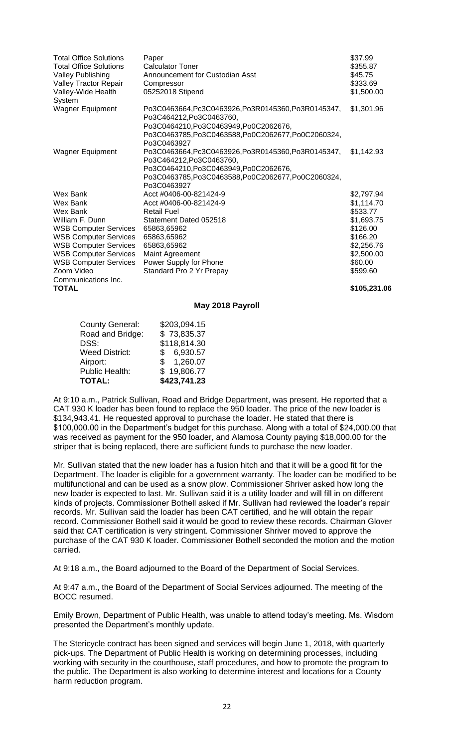| | | |
|---|---|---|
| Total Office Solutions | Paper | $37.99 |
| Total Office Solutions | Calculator Toner | $355.87 |
| Valley Publishing | Announcement for Custodian Asst | $45.75 |
| Valley Tractor Repair | Compressor | $333.69 |
| Valley-Wide Health System | 05252018 Stipend | $1,500.00 |
| Wagner Equipment | Po3C0463664,Pc3C0463926,Po3R0145360,Po3R0145347, Po3C464212,Po3C0463760, Po3C0464210,Po3C0463949,Po0C2062676, Po3C0463785,Po3C0463588,Po0C2062677,Po0C2060324, Po3C0463927 | $1,301.96 |
| Wagner Equipment | Po3C0463664,Pc3C0463926,Po3R0145360,Po3R0145347, Po3C464212,Po3C0463760, Po3C0464210,Po3C0463949,Po0C2062676, Po3C0463785,Po3C0463588,Po0C2062677,Po0C2060324, Po3C0463927 | $1,142.93 |
| Wex Bank | Acct #0406-00-821424-9 | $2,797.94 |
| Wex Bank | Acct #0406-00-821424-9 | $1,114.70 |
| Wex Bank | Retail Fuel | $533.77 |
| William F. Dunn | Statement Dated 052518 | $1,693.75 |
| WSB Computer Services | 65863,65962 | $126.00 |
| WSB Computer Services | 65863,65962 | $166.20 |
| WSB Computer Services | 65863,65962 | $2,256.76 |
| WSB Computer Services | Maint Agreement | $2,500.00 |
| WSB Computer Services | Power Supply for Phone | $60.00 |
| Zoom Video Communications Inc. | Standard Pro 2 Yr Prepay | $599.60 |
| **TOTAL** | | **$105,231.06** |

**May 2018 Payroll**

| | |
|---|---|
| County General: | $203,094.15 |
| Road and Bridge: | $ 73,835.37 |
| DSS: | $118,814.30 |
| Weed District: | $ 6,930.57 |
| Airport: | $ 1,260.07 |
| Public Health: | $ 19,806.77 |
| **TOTAL:** | **$423,741.23** |

At 9:10 a.m., Patrick Sullivan, Road and Bridge Department, was present. He reported that a CAT 930 K loader has been found to replace the 950 loader. The price of the new loader is $134,943.41. He requested approval to purchase the loader. He stated that there is $100,000.00 in the Department's budget for this purchase. Along with a total of $24,000.00 that was received as payment for the 950 loader, and Alamosa County paying $18,000.00 for the striper that is being replaced, there are sufficient funds to purchase the new loader.

Mr. Sullivan stated that the new loader has a fusion hitch and that it will be a good fit for the Department. The loader is eligible for a government warranty. The loader can be modified to be multifunctional and can be used as a snow plow. Commissioner Shriver asked how long the new loader is expected to last. Mr. Sullivan said it is a utility loader and will fill in on different kinds of projects. Commissioner Bothell asked if Mr. Sullivan had reviewed the loader's repair records. Mr. Sullivan said the loader has been CAT certified, and he will obtain the repair record. Commissioner Bothell said it would be good to review these records. Chairman Glover said that CAT certification is very stringent. Commissioner Shriver moved to approve the purchase of the CAT 930 K loader. Commissioner Bothell seconded the motion and the motion carried.

At 9:18 a.m., the Board adjourned to the Board of the Department of Social Services.

At 9:47 a.m., the Board of the Department of Social Services adjourned. The meeting of the BOCC resumed.

Emily Brown, Department of Public Health, was unable to attend today's meeting. Ms. Wisdom presented the Department's monthly update.

The Stericycle contract has been signed and services will begin June 1, 2018, with quarterly pick-ups. The Department of Public Health is working on determining processes, including working with security in the courthouse, staff procedures, and how to promote the program to the public. The Department is also working to determine interest and locations for a County harm reduction program.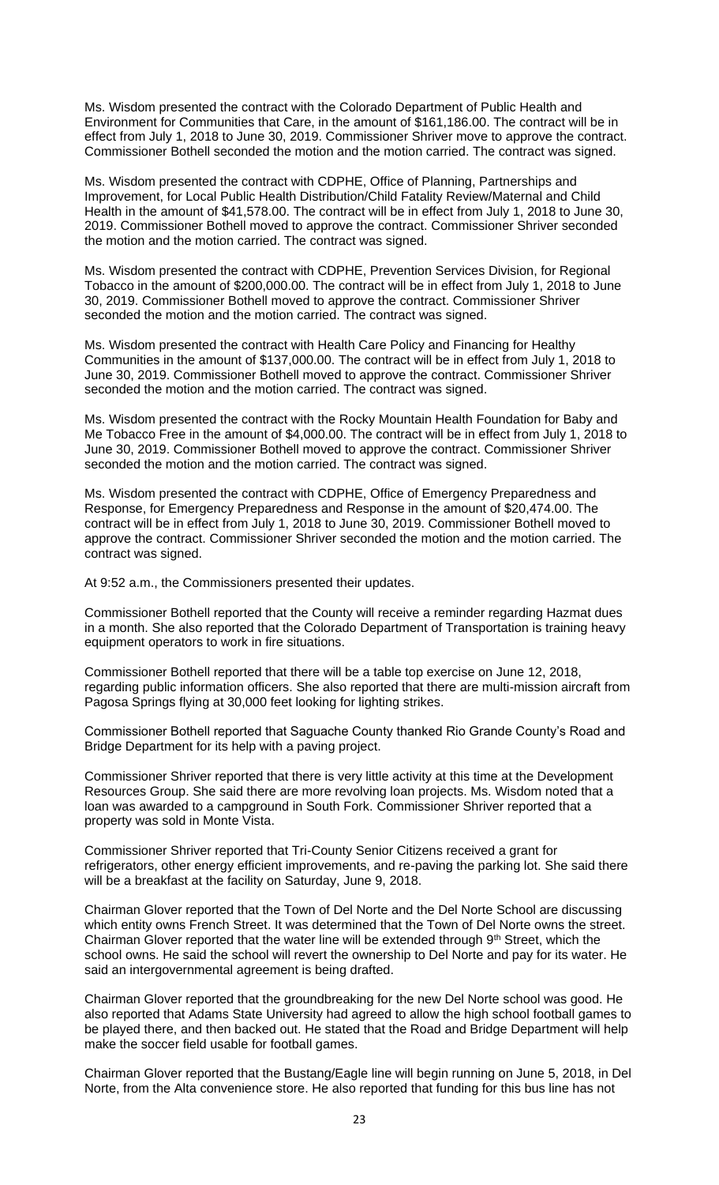Ms. Wisdom presented the contract with the Colorado Department of Public Health and Environment for Communities that Care, in the amount of $161,186.00. The contract will be in effect from July 1, 2018 to June 30, 2019. Commissioner Shriver move to approve the contract. Commissioner Bothell seconded the motion and the motion carried. The contract was signed.

Ms. Wisdom presented the contract with CDPHE, Office of Planning, Partnerships and Improvement, for Local Public Health Distribution/Child Fatality Review/Maternal and Child Health in the amount of $41,578.00. The contract will be in effect from July 1, 2018 to June 30, 2019. Commissioner Bothell moved to approve the contract. Commissioner Shriver seconded the motion and the motion carried. The contract was signed.

Ms. Wisdom presented the contract with CDPHE, Prevention Services Division, for Regional Tobacco in the amount of $200,000.00. The contract will be in effect from July 1, 2018 to June 30, 2019. Commissioner Bothell moved to approve the contract. Commissioner Shriver seconded the motion and the motion carried. The contract was signed.

Ms. Wisdom presented the contract with Health Care Policy and Financing for Healthy Communities in the amount of $137,000.00. The contract will be in effect from July 1, 2018 to June 30, 2019. Commissioner Bothell moved to approve the contract. Commissioner Shriver seconded the motion and the motion carried. The contract was signed.

Ms. Wisdom presented the contract with the Rocky Mountain Health Foundation for Baby and Me Tobacco Free in the amount of $4,000.00. The contract will be in effect from July 1, 2018 to June 30, 2019. Commissioner Bothell moved to approve the contract. Commissioner Shriver seconded the motion and the motion carried. The contract was signed.

Ms. Wisdom presented the contract with CDPHE, Office of Emergency Preparedness and Response, for Emergency Preparedness and Response in the amount of $20,474.00. The contract will be in effect from July 1, 2018 to June 30, 2019. Commissioner Bothell moved to approve the contract. Commissioner Shriver seconded the motion and the motion carried. The contract was signed.

At 9:52 a.m., the Commissioners presented their updates.

Commissioner Bothell reported that the County will receive a reminder regarding Hazmat dues in a month. She also reported that the Colorado Department of Transportation is training heavy equipment operators to work in fire situations.

Commissioner Bothell reported that there will be a table top exercise on June 12, 2018, regarding public information officers. She also reported that there are multi-mission aircraft from Pagosa Springs flying at 30,000 feet looking for lighting strikes.

Commissioner Bothell reported that Saguache County thanked Rio Grande County's Road and Bridge Department for its help with a paving project.

Commissioner Shriver reported that there is very little activity at this time at the Development Resources Group. She said there are more revolving loan projects. Ms. Wisdom noted that a loan was awarded to a campground in South Fork. Commissioner Shriver reported that a property was sold in Monte Vista.

Commissioner Shriver reported that Tri-County Senior Citizens received a grant for refrigerators, other energy efficient improvements, and re-paving the parking lot. She said there will be a breakfast at the facility on Saturday, June 9, 2018.

Chairman Glover reported that the Town of Del Norte and the Del Norte School are discussing which entity owns French Street. It was determined that the Town of Del Norte owns the street. Chairman Glover reported that the water line will be extended through 9th Street, which the school owns. He said the school will revert the ownership to Del Norte and pay for its water. He said an intergovernmental agreement is being drafted.

Chairman Glover reported that the groundbreaking for the new Del Norte school was good. He also reported that Adams State University had agreed to allow the high school football games to be played there, and then backed out. He stated that the Road and Bridge Department will help make the soccer field usable for football games.

Chairman Glover reported that the Bustang/Eagle line will begin running on June 5, 2018, in Del Norte, from the Alta convenience store. He also reported that funding for this bus line has not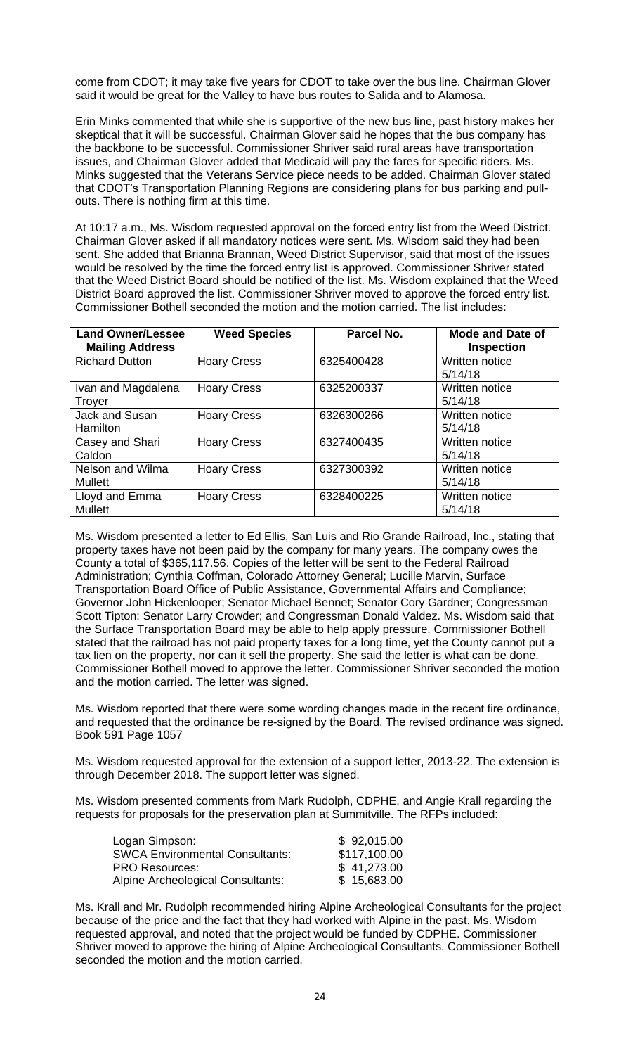come from CDOT; it may take five years for CDOT to take over the bus line. Chairman Glover said it would be great for the Valley to have bus routes to Salida and to Alamosa.

Erin Minks commented that while she is supportive of the new bus line, past history makes her skeptical that it will be successful. Chairman Glover said he hopes that the bus company has the backbone to be successful. Commissioner Shriver said rural areas have transportation issues, and Chairman Glover added that Medicaid will pay the fares for specific riders. Ms. Minks suggested that the Veterans Service piece needs to be added. Chairman Glover stated that CDOT's Transportation Planning Regions are considering plans for bus parking and pull-outs. There is nothing firm at this time.

At 10:17 a.m., Ms. Wisdom requested approval on the forced entry list from the Weed District. Chairman Glover asked if all mandatory notices were sent. Ms. Wisdom said they had been sent. She added that Brianna Brannan, Weed District Supervisor, said that most of the issues would be resolved by the time the forced entry list is approved. Commissioner Shriver stated that the Weed District Board should be notified of the list. Ms. Wisdom explained that the Weed District Board approved the list. Commissioner Shriver moved to approve the forced entry list. Commissioner Bothell seconded the motion and the motion carried. The list includes:

| Land Owner/Lessee Mailing Address | Weed Species | Parcel No. | Mode and Date of Inspection |
|---|---|---|---|
| Richard Dutton | Hoary Cress | 6325400428 | Written notice 5/14/18 |
| Ivan and Magdalena Troyer | Hoary Cress | 6325200337 | Written notice 5/14/18 |
| Jack and Susan Hamilton | Hoary Cress | 6326300266 | Written notice 5/14/18 |
| Casey and Shari Caldon | Hoary Cress | 6327400435 | Written notice 5/14/18 |
| Nelson and Wilma Mullett | Hoary Cress | 6327300392 | Written notice 5/14/18 |
| Lloyd and Emma Mullett | Hoary Cress | 6328400225 | Written notice 5/14/18 |

Ms. Wisdom presented a letter to Ed Ellis, San Luis and Rio Grande Railroad, Inc., stating that property taxes have not been paid by the company for many years. The company owes the County a total of $365,117.56. Copies of the letter will be sent to the Federal Railroad Administration; Cynthia Coffman, Colorado Attorney General; Lucille Marvin, Surface Transportation Board Office of Public Assistance, Governmental Affairs and Compliance; Governor John Hickenlooper; Senator Michael Bennet; Senator Cory Gardner; Congressman Scott Tipton; Senator Larry Crowder; and Congressman Donald Valdez. Ms. Wisdom said that the Surface Transportation Board may be able to help apply pressure. Commissioner Bothell stated that the railroad has not paid property taxes for a long time, yet the County cannot put a tax lien on the property, nor can it sell the property. She said the letter is what can be done. Commissioner Bothell moved to approve the letter. Commissioner Shriver seconded the motion and the motion carried. The letter was signed.

Ms. Wisdom reported that there were some wording changes made in the recent fire ordinance, and requested that the ordinance be re-signed by the Board. The revised ordinance was signed. Book 591 Page 1057

Ms. Wisdom requested approval for the extension of a support letter, 2013-22. The extension is through December 2018. The support letter was signed.

Ms. Wisdom presented comments from Mark Rudolph, CDPHE, and Angie Krall regarding the requests for proposals for the preservation plan at Summitville. The RFPs included:

| | |
|---|---|
| Logan Simpson: | $ 92,015.00 |
| SWCA Environmental Consultants: | $117,100.00 |
| PRO Resources: | $ 41,273.00 |
| Alpine Archeological Consultants: | $ 15,683.00 |

Ms. Krall and Mr. Rudolph recommended hiring Alpine Archeological Consultants for the project because of the price and the fact that they had worked with Alpine in the past. Ms. Wisdom requested approval, and noted that the project would be funded by CDPHE. Commissioner Shriver moved to approve the hiring of Alpine Archeological Consultants. Commissioner Bothell seconded the motion and the motion carried.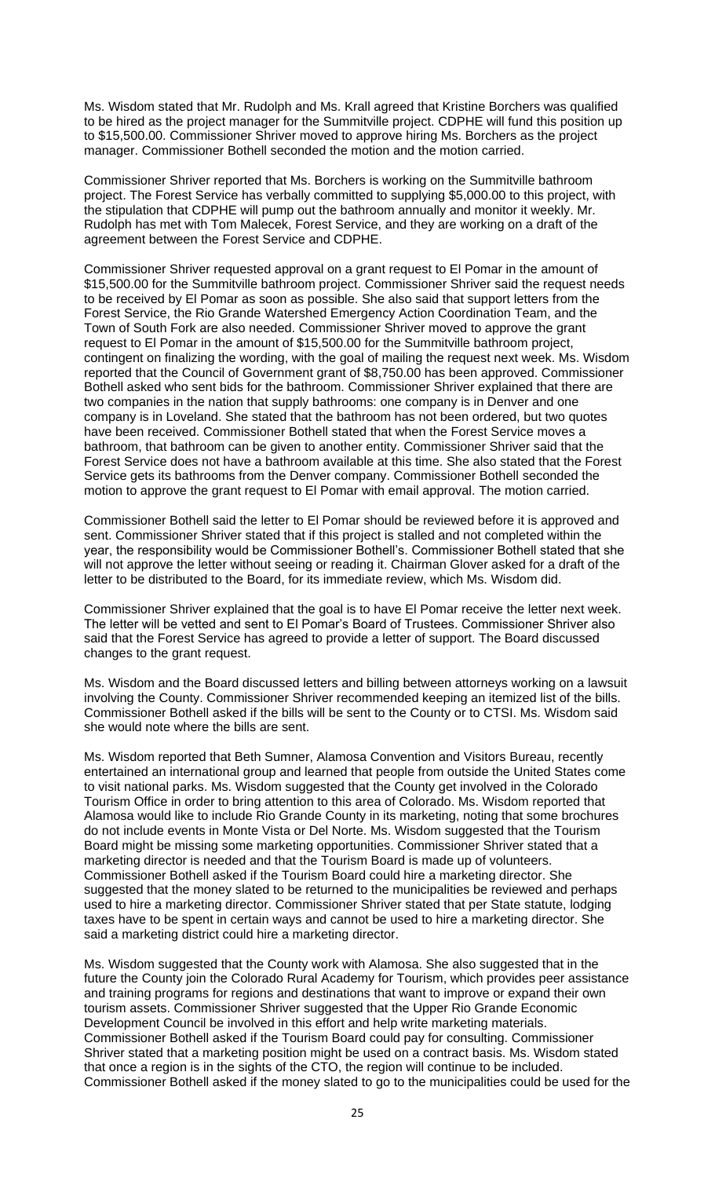Ms. Wisdom stated that Mr. Rudolph and Ms. Krall agreed that Kristine Borchers was qualified to be hired as the project manager for the Summitville project. CDPHE will fund this position up to $15,500.00. Commissioner Shriver moved to approve hiring Ms. Borchers as the project manager. Commissioner Bothell seconded the motion and the motion carried.

Commissioner Shriver reported that Ms. Borchers is working on the Summitville bathroom project. The Forest Service has verbally committed to supplying $5,000.00 to this project, with the stipulation that CDPHE will pump out the bathroom annually and monitor it weekly. Mr. Rudolph has met with Tom Malecek, Forest Service, and they are working on a draft of the agreement between the Forest Service and CDPHE.

Commissioner Shriver requested approval on a grant request to El Pomar in the amount of $15,500.00 for the Summitville bathroom project. Commissioner Shriver said the request needs to be received by El Pomar as soon as possible. She also said that support letters from the Forest Service, the Rio Grande Watershed Emergency Action Coordination Team, and the Town of South Fork are also needed. Commissioner Shriver moved to approve the grant request to El Pomar in the amount of $15,500.00 for the Summitville bathroom project, contingent on finalizing the wording, with the goal of mailing the request next week. Ms. Wisdom reported that the Council of Government grant of $8,750.00 has been approved. Commissioner Bothell asked who sent bids for the bathroom. Commissioner Shriver explained that there are two companies in the nation that supply bathrooms: one company is in Denver and one company is in Loveland. She stated that the bathroom has not been ordered, but two quotes have been received. Commissioner Bothell stated that when the Forest Service moves a bathroom, that bathroom can be given to another entity. Commissioner Shriver said that the Forest Service does not have a bathroom available at this time. She also stated that the Forest Service gets its bathrooms from the Denver company. Commissioner Bothell seconded the motion to approve the grant request to El Pomar with email approval. The motion carried.

Commissioner Bothell said the letter to El Pomar should be reviewed before it is approved and sent. Commissioner Shriver stated that if this project is stalled and not completed within the year, the responsibility would be Commissioner Bothell's. Commissioner Bothell stated that she will not approve the letter without seeing or reading it. Chairman Glover asked for a draft of the letter to be distributed to the Board, for its immediate review, which Ms. Wisdom did.

Commissioner Shriver explained that the goal is to have El Pomar receive the letter next week. The letter will be vetted and sent to El Pomar's Board of Trustees. Commissioner Shriver also said that the Forest Service has agreed to provide a letter of support. The Board discussed changes to the grant request.

Ms. Wisdom and the Board discussed letters and billing between attorneys working on a lawsuit involving the County. Commissioner Shriver recommended keeping an itemized list of the bills. Commissioner Bothell asked if the bills will be sent to the County or to CTSI. Ms. Wisdom said she would note where the bills are sent.

Ms. Wisdom reported that Beth Sumner, Alamosa Convention and Visitors Bureau, recently entertained an international group and learned that people from outside the United States come to visit national parks. Ms. Wisdom suggested that the County get involved in the Colorado Tourism Office in order to bring attention to this area of Colorado. Ms. Wisdom reported that Alamosa would like to include Rio Grande County in its marketing, noting that some brochures do not include events in Monte Vista or Del Norte. Ms. Wisdom suggested that the Tourism Board might be missing some marketing opportunities. Commissioner Shriver stated that a marketing director is needed and that the Tourism Board is made up of volunteers. Commissioner Bothell asked if the Tourism Board could hire a marketing director. She suggested that the money slated to be returned to the municipalities be reviewed and perhaps used to hire a marketing director. Commissioner Shriver stated that per State statute, lodging taxes have to be spent in certain ways and cannot be used to hire a marketing director. She said a marketing district could hire a marketing director.

Ms. Wisdom suggested that the County work with Alamosa. She also suggested that in the future the County join the Colorado Rural Academy for Tourism, which provides peer assistance and training programs for regions and destinations that want to improve or expand their own tourism assets. Commissioner Shriver suggested that the Upper Rio Grande Economic Development Council be involved in this effort and help write marketing materials. Commissioner Bothell asked if the Tourism Board could pay for consulting. Commissioner Shriver stated that a marketing position might be used on a contract basis. Ms. Wisdom stated that once a region is in the sights of the CTO, the region will continue to be included. Commissioner Bothell asked if the money slated to go to the municipalities could be used for the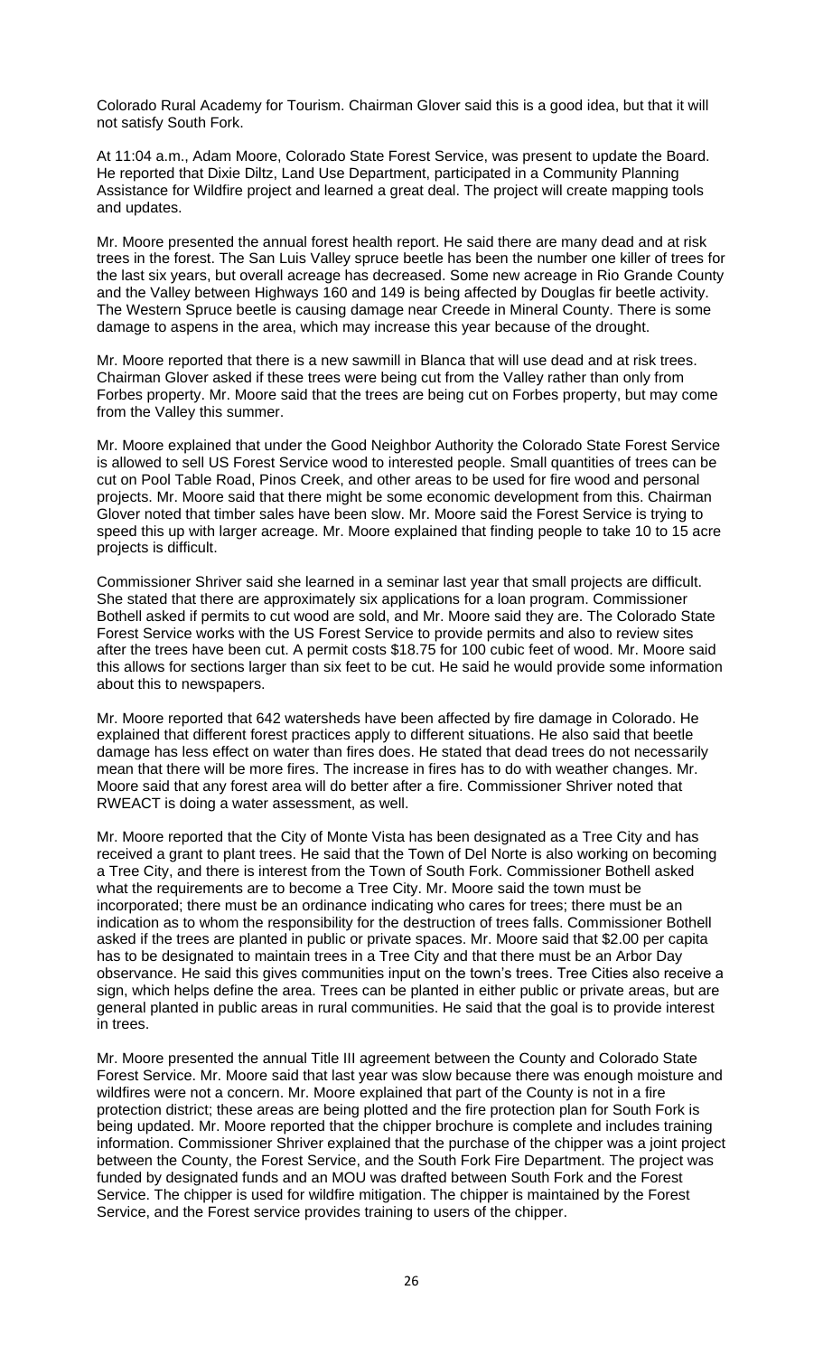Colorado Rural Academy for Tourism. Chairman Glover said this is a good idea, but that it will not satisfy South Fork.

At 11:04 a.m., Adam Moore, Colorado State Forest Service, was present to update the Board. He reported that Dixie Diltz, Land Use Department, participated in a Community Planning Assistance for Wildfire project and learned a great deal. The project will create mapping tools and updates.

Mr. Moore presented the annual forest health report. He said there are many dead and at risk trees in the forest. The San Luis Valley spruce beetle has been the number one killer of trees for the last six years, but overall acreage has decreased. Some new acreage in Rio Grande County and the Valley between Highways 160 and 149 is being affected by Douglas fir beetle activity. The Western Spruce beetle is causing damage near Creede in Mineral County. There is some damage to aspens in the area, which may increase this year because of the drought.

Mr. Moore reported that there is a new sawmill in Blanca that will use dead and at risk trees. Chairman Glover asked if these trees were being cut from the Valley rather than only from Forbes property. Mr. Moore said that the trees are being cut on Forbes property, but may come from the Valley this summer.

Mr. Moore explained that under the Good Neighbor Authority the Colorado State Forest Service is allowed to sell US Forest Service wood to interested people. Small quantities of trees can be cut on Pool Table Road, Pinos Creek, and other areas to be used for fire wood and personal projects. Mr. Moore said that there might be some economic development from this. Chairman Glover noted that timber sales have been slow. Mr. Moore said the Forest Service is trying to speed this up with larger acreage. Mr. Moore explained that finding people to take 10 to 15 acre projects is difficult.

Commissioner Shriver said she learned in a seminar last year that small projects are difficult. She stated that there are approximately six applications for a loan program. Commissioner Bothell asked if permits to cut wood are sold, and Mr. Moore said they are. The Colorado State Forest Service works with the US Forest Service to provide permits and also to review sites after the trees have been cut. A permit costs $18.75 for 100 cubic feet of wood. Mr. Moore said this allows for sections larger than six feet to be cut. He said he would provide some information about this to newspapers.

Mr. Moore reported that 642 watersheds have been affected by fire damage in Colorado. He explained that different forest practices apply to different situations. He also said that beetle damage has less effect on water than fires does. He stated that dead trees do not necessarily mean that there will be more fires. The increase in fires has to do with weather changes. Mr. Moore said that any forest area will do better after a fire. Commissioner Shriver noted that RWEACT is doing a water assessment, as well.

Mr. Moore reported that the City of Monte Vista has been designated as a Tree City and has received a grant to plant trees. He said that the Town of Del Norte is also working on becoming a Tree City, and there is interest from the Town of South Fork. Commissioner Bothell asked what the requirements are to become a Tree City. Mr. Moore said the town must be incorporated; there must be an ordinance indicating who cares for trees; there must be an indication as to whom the responsibility for the destruction of trees falls. Commissioner Bothell asked if the trees are planted in public or private spaces. Mr. Moore said that $2.00 per capita has to be designated to maintain trees in a Tree City and that there must be an Arbor Day observance. He said this gives communities input on the town's trees. Tree Cities also receive a sign, which helps define the area. Trees can be planted in either public or private areas, but are general planted in public areas in rural communities. He said that the goal is to provide interest in trees.

Mr. Moore presented the annual Title III agreement between the County and Colorado State Forest Service. Mr. Moore said that last year was slow because there was enough moisture and wildfires were not a concern. Mr. Moore explained that part of the County is not in a fire protection district; these areas are being plotted and the fire protection plan for South Fork is being updated. Mr. Moore reported that the chipper brochure is complete and includes training information. Commissioner Shriver explained that the purchase of the chipper was a joint project between the County, the Forest Service, and the South Fork Fire Department. The project was funded by designated funds and an MOU was drafted between South Fork and the Forest Service. The chipper is used for wildfire mitigation. The chipper is maintained by the Forest Service, and the Forest service provides training to users of the chipper.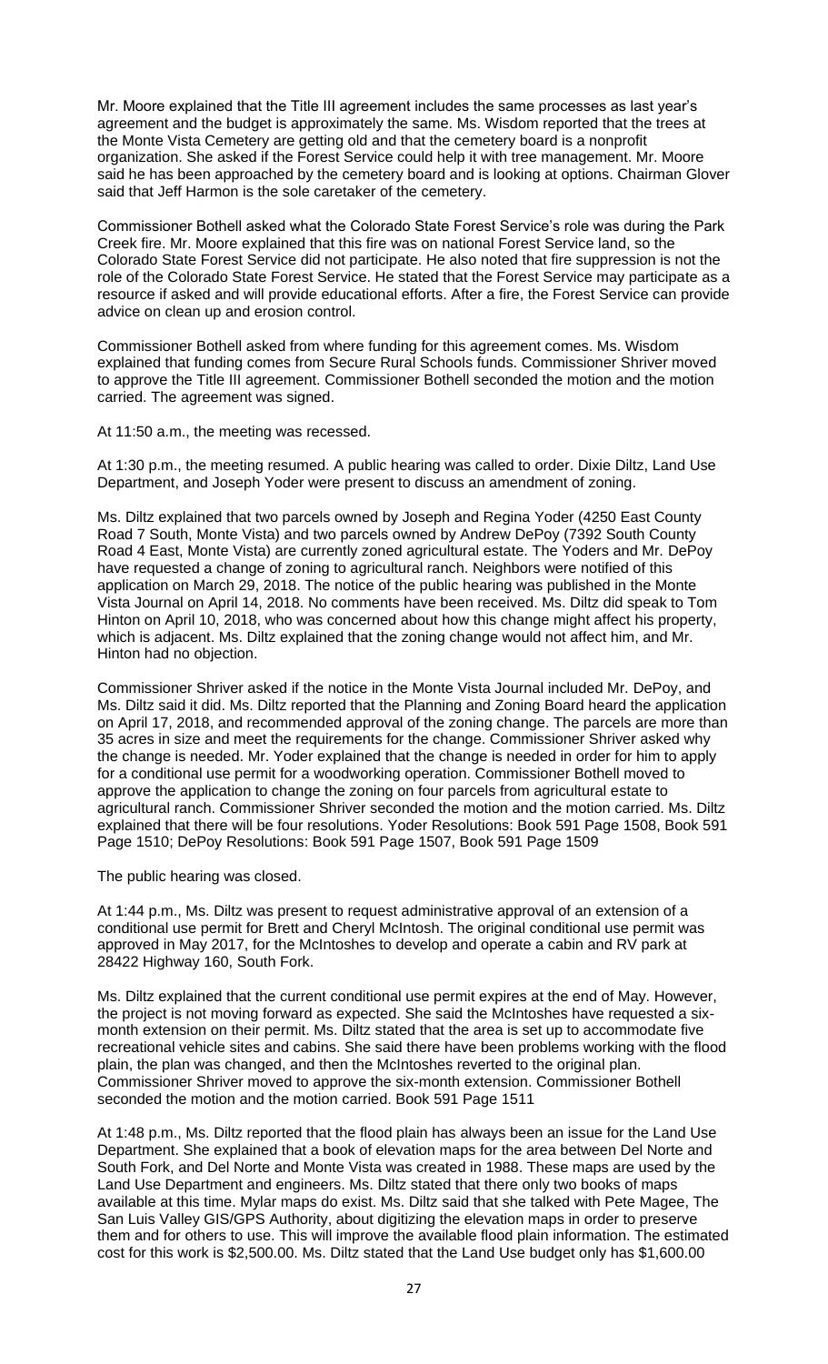Mr. Moore explained that the Title III agreement includes the same processes as last year's agreement and the budget is approximately the same. Ms. Wisdom reported that the trees at the Monte Vista Cemetery are getting old and that the cemetery board is a nonprofit organization. She asked if the Forest Service could help it with tree management. Mr. Moore said he has been approached by the cemetery board and is looking at options. Chairman Glover said that Jeff Harmon is the sole caretaker of the cemetery.

Commissioner Bothell asked what the Colorado State Forest Service's role was during the Park Creek fire. Mr. Moore explained that this fire was on national Forest Service land, so the Colorado State Forest Service did not participate. He also noted that fire suppression is not the role of the Colorado State Forest Service. He stated that the Forest Service may participate as a resource if asked and will provide educational efforts. After a fire, the Forest Service can provide advice on clean up and erosion control.

Commissioner Bothell asked from where funding for this agreement comes. Ms. Wisdom explained that funding comes from Secure Rural Schools funds. Commissioner Shriver moved to approve the Title III agreement. Commissioner Bothell seconded the motion and the motion carried. The agreement was signed.

At 11:50 a.m., the meeting was recessed.

At 1:30 p.m., the meeting resumed. A public hearing was called to order. Dixie Diltz, Land Use Department, and Joseph Yoder were present to discuss an amendment of zoning.

Ms. Diltz explained that two parcels owned by Joseph and Regina Yoder (4250 East County Road 7 South, Monte Vista) and two parcels owned by Andrew DePoy (7392 South County Road 4 East, Monte Vista) are currently zoned agricultural estate. The Yoders and Mr. DePoy have requested a change of zoning to agricultural ranch. Neighbors were notified of this application on March 29, 2018. The notice of the public hearing was published in the Monte Vista Journal on April 14, 2018. No comments have been received. Ms. Diltz did speak to Tom Hinton on April 10, 2018, who was concerned about how this change might affect his property, which is adjacent. Ms. Diltz explained that the zoning change would not affect him, and Mr. Hinton had no objection.

Commissioner Shriver asked if the notice in the Monte Vista Journal included Mr. DePoy, and Ms. Diltz said it did. Ms. Diltz reported that the Planning and Zoning Board heard the application on April 17, 2018, and recommended approval of the zoning change. The parcels are more than 35 acres in size and meet the requirements for the change. Commissioner Shriver asked why the change is needed. Mr. Yoder explained that the change is needed in order for him to apply for a conditional use permit for a woodworking operation. Commissioner Bothell moved to approve the application to change the zoning on four parcels from agricultural estate to agricultural ranch. Commissioner Shriver seconded the motion and the motion carried. Ms. Diltz explained that there will be four resolutions. Yoder Resolutions: Book 591 Page 1508, Book 591 Page 1510; DePoy Resolutions: Book 591 Page 1507, Book 591 Page 1509

The public hearing was closed.

At 1:44 p.m., Ms. Diltz was present to request administrative approval of an extension of a conditional use permit for Brett and Cheryl McIntosh. The original conditional use permit was approved in May 2017, for the McIntoshes to develop and operate a cabin and RV park at 28422 Highway 160, South Fork.

Ms. Diltz explained that the current conditional use permit expires at the end of May. However, the project is not moving forward as expected. She said the McIntoshes have requested a six-month extension on their permit. Ms. Diltz stated that the area is set up to accommodate five recreational vehicle sites and cabins. She said there have been problems working with the flood plain, the plan was changed, and then the McIntoshes reverted to the original plan. Commissioner Shriver moved to approve the six-month extension. Commissioner Bothell seconded the motion and the motion carried. Book 591 Page 1511

At 1:48 p.m., Ms. Diltz reported that the flood plain has always been an issue for the Land Use Department. She explained that a book of elevation maps for the area between Del Norte and South Fork, and Del Norte and Monte Vista was created in 1988. These maps are used by the Land Use Department and engineers. Ms. Diltz stated that there only two books of maps available at this time. Mylar maps do exist. Ms. Diltz said that she talked with Pete Magee, The San Luis Valley GIS/GPS Authority, about digitizing the elevation maps in order to preserve them and for others to use. This will improve the available flood plain information. The estimated cost for this work is $2,500.00. Ms. Diltz stated that the Land Use budget only has $1,600.00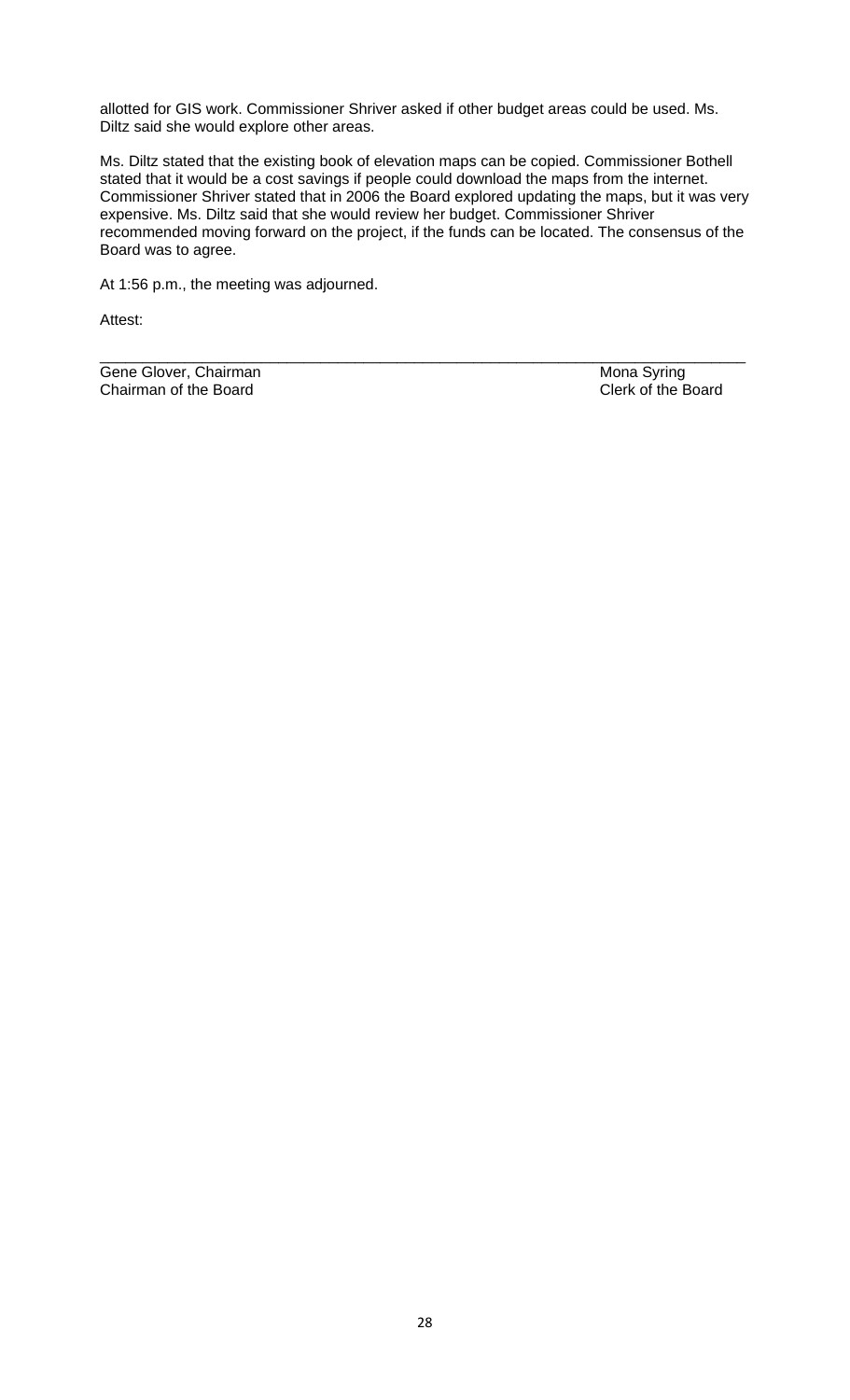allotted for GIS work. Commissioner Shriver asked if other budget areas could be used. Ms. Diltz said she would explore other areas.

Ms. Diltz stated that the existing book of elevation maps can be copied. Commissioner Bothell stated that it would be a cost savings if people could download the maps from the internet. Commissioner Shriver stated that in 2006 the Board explored updating the maps, but it was very expensive. Ms. Diltz said that she would review her budget. Commissioner Shriver recommended moving forward on the project, if the funds can be located. The consensus of the Board was to agree.

At 1:56 p.m., the meeting was adjourned.

Attest:

\_\_\_\_\_\_\_\_\_\_\_\_\_\_\_\_\_\_\_\_\_\_\_\_\_\_\_\_\_\_\_\_\_\_\_\_\_\_\_\_\_\_\_\_\_\_\_\_\_\_\_\_\_\_\_\_\_\_\_\_\_\_\_\_\_\_\_\_\_\_\_\_

| | |
|---|---|
| Gene Glover, Chairman | Mona Syring |
| Chairman of the Board | Clerk of the Board |